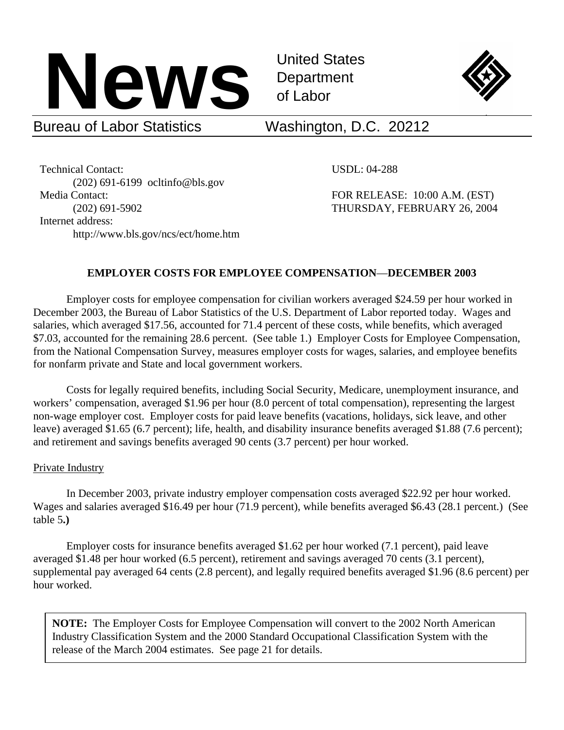# News

United States Department of Labor

Bureau of Labor Statistics Washington, D.C. 20212

Technical Contact:
(202) 691-6199 ocltinfo@bls.gov
Media Contact:
(202) 691-5902
Internet address:
http://www.bls.gov/ncs/ect/home.htm

USDL: 04-288

FOR RELEASE: 10:00 A.M. (EST)
THURSDAY, FEBRUARY 26, 2004

## EMPLOYER COSTS FOR EMPLOYEE COMPENSATION—DECEMBER 2003

Employer costs for employee compensation for civilian workers averaged $24.59 per hour worked in December 2003, the Bureau of Labor Statistics of the U.S. Department of Labor reported today. Wages and salaries, which averaged $17.56, accounted for 71.4 percent of these costs, while benefits, which averaged $7.03, accounted for the remaining 28.6 percent. (See table 1.) Employer Costs for Employee Compensation, from the National Compensation Survey, measures employer costs for wages, salaries, and employee benefits for nonfarm private and State and local government workers.

Costs for legally required benefits, including Social Security, Medicare, unemployment insurance, and workers' compensation, averaged $1.96 per hour (8.0 percent of total compensation), representing the largest non-wage employer cost. Employer costs for paid leave benefits (vacations, holidays, sick leave, and other leave) averaged $1.65 (6.7 percent); life, health, and disability insurance benefits averaged $1.88 (7.6 percent); and retirement and savings benefits averaged 90 cents (3.7 percent) per hour worked.

### Private Industry

In December 2003, private industry employer compensation costs averaged $22.92 per hour worked. Wages and salaries averaged $16.49 per hour (71.9 percent), while benefits averaged $6.43 (28.1 percent.) (See table 5**.)**

Employer costs for insurance benefits averaged $1.62 per hour worked (7.1 percent), paid leave averaged $1.48 per hour worked (6.5 percent), retirement and savings averaged 70 cents (3.1 percent), supplemental pay averaged 64 cents (2.8 percent), and legally required benefits averaged $1.96 (8.6 percent) per hour worked.

**NOTE:** The Employer Costs for Employee Compensation will convert to the 2002 North American Industry Classification System and the 2000 Standard Occupational Classification System with the release of the March 2004 estimates. See page 21 for details.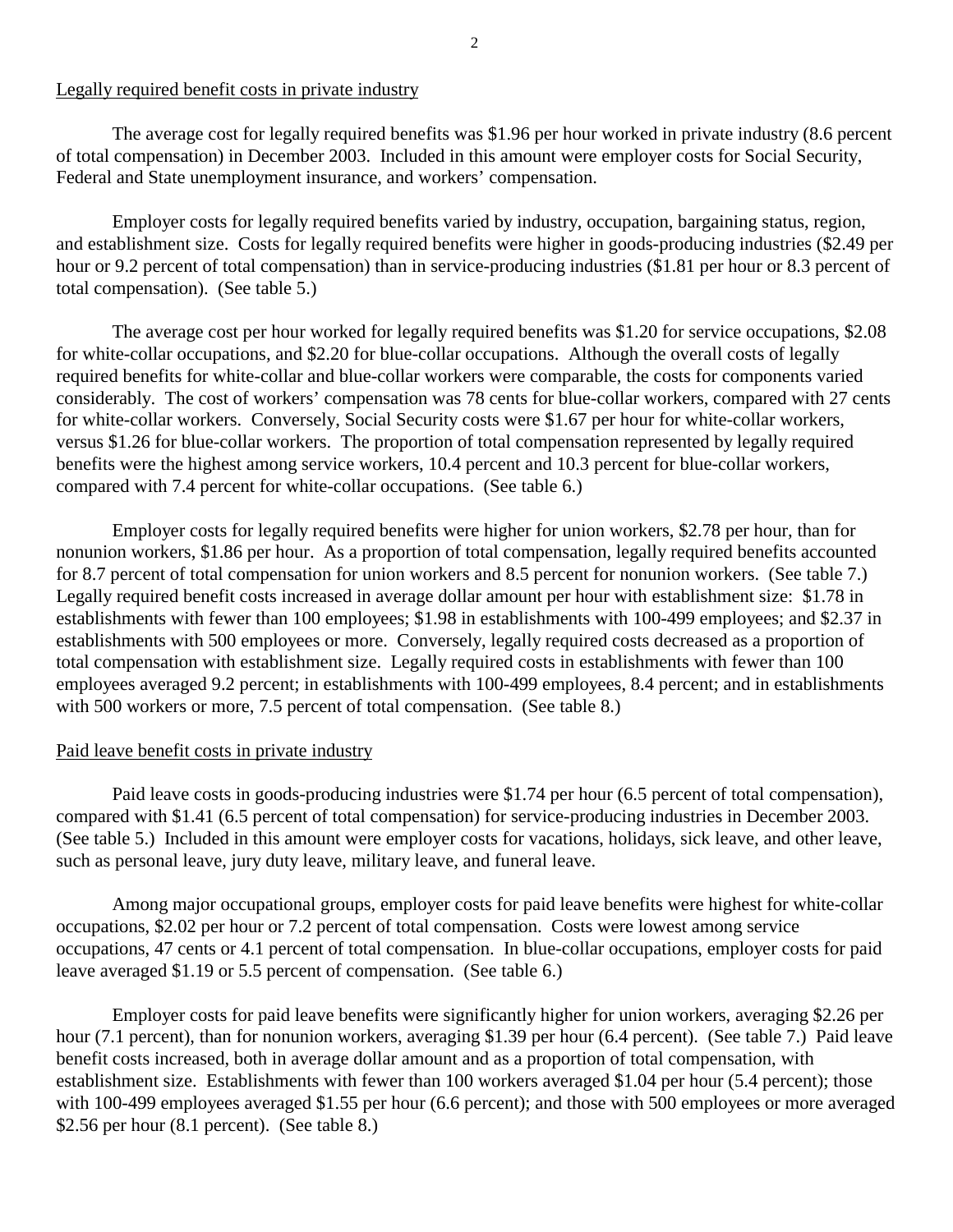## Legally required benefit costs in private industry

The average cost for legally required benefits was $1.96 per hour worked in private industry (8.6 percent of total compensation) in December 2003. Included in this amount were employer costs for Social Security, Federal and State unemployment insurance, and workers' compensation.

Employer costs for legally required benefits varied by industry, occupation, bargaining status, region, and establishment size. Costs for legally required benefits were higher in goods-producing industries ($2.49 per hour or 9.2 percent of total compensation) than in service-producing industries ($1.81 per hour or 8.3 percent of total compensation). (See table 5.)

The average cost per hour worked for legally required benefits was $1.20 for service occupations, $2.08 for white-collar occupations, and $2.20 for blue-collar occupations. Although the overall costs of legally required benefits for white-collar and blue-collar workers were comparable, the costs for components varied considerably. The cost of workers' compensation was 78 cents for blue-collar workers, compared with 27 cents for white-collar workers. Conversely, Social Security costs were $1.67 per hour for white-collar workers, versus $1.26 for blue-collar workers. The proportion of total compensation represented by legally required benefits were the highest among service workers, 10.4 percent and 10.3 percent for blue-collar workers, compared with 7.4 percent for white-collar occupations. (See table 6.)

Employer costs for legally required benefits were higher for union workers, $2.78 per hour, than for nonunion workers, $1.86 per hour. As a proportion of total compensation, legally required benefits accounted for 8.7 percent of total compensation for union workers and 8.5 percent for nonunion workers. (See table 7.) Legally required benefit costs increased in average dollar amount per hour with establishment size: $1.78 in establishments with fewer than 100 employees; $1.98 in establishments with 100-499 employees; and $2.37 in establishments with 500 employees or more. Conversely, legally required costs decreased as a proportion of total compensation with establishment size. Legally required costs in establishments with fewer than 100 employees averaged 9.2 percent; in establishments with 100-499 employees, 8.4 percent; and in establishments with 500 workers or more, 7.5 percent of total compensation. (See table 8.)

## Paid leave benefit costs in private industry

Paid leave costs in goods-producing industries were $1.74 per hour (6.5 percent of total compensation), compared with $1.41 (6.5 percent of total compensation) for service-producing industries in December 2003. (See table 5.) Included in this amount were employer costs for vacations, holidays, sick leave, and other leave, such as personal leave, jury duty leave, military leave, and funeral leave.

Among major occupational groups, employer costs for paid leave benefits were highest for white-collar occupations, $2.02 per hour or 7.2 percent of total compensation. Costs were lowest among service occupations, 47 cents or 4.1 percent of total compensation. In blue-collar occupations, employer costs for paid leave averaged $1.19 or 5.5 percent of compensation. (See table 6.)

Employer costs for paid leave benefits were significantly higher for union workers, averaging $2.26 per hour (7.1 percent), than for nonunion workers, averaging $1.39 per hour (6.4 percent). (See table 7.) Paid leave benefit costs increased, both in average dollar amount and as a proportion of total compensation, with establishment size. Establishments with fewer than 100 workers averaged $1.04 per hour (5.4 percent); those with 100-499 employees averaged $1.55 per hour (6.6 percent); and those with 500 employees or more averaged $2.56 per hour (8.1 percent). (See table 8.)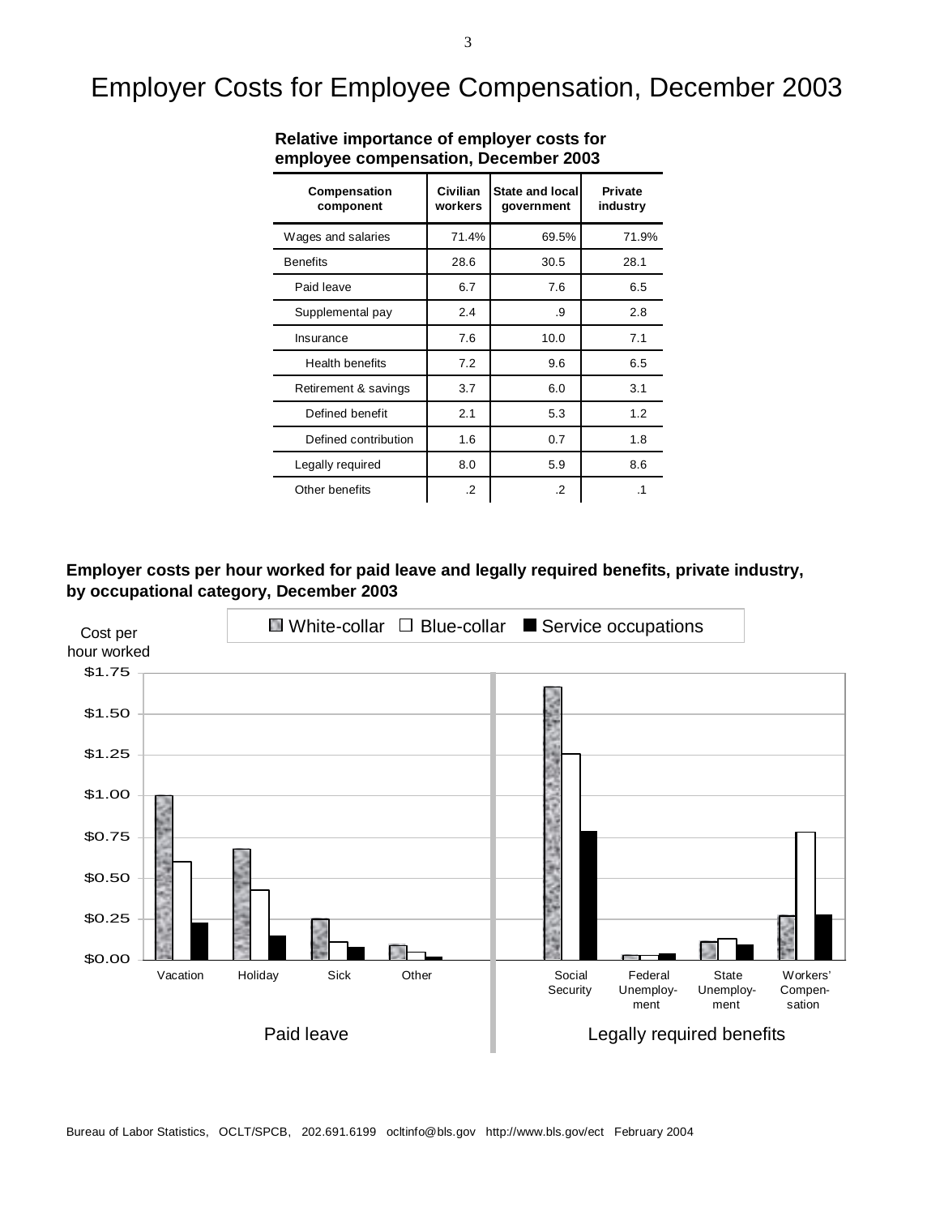# Employer Costs for Employee Compensation, December 2003

**Relative importance of employer costs for employee compensation, December 2003**

| Compensation component | Civilian workers | State and local government | Private industry |
|---|---|---|---|
| Wages and salaries | 71.4% | 69.5% | 71.9% |
| Benefits | 28.6 | 30.5 | 28.1 |
| Paid leave | 6.7 | 7.6 | 6.5 |
| Supplemental pay | 2.4 | .9 | 2.8 |
| Insurance | 7.6 | 10.0 | 7.1 |
| Health benefits | 7.2 | 9.6 | 6.5 |
| Retirement & savings | 3.7 | 6.0 | 3.1 |
| Defined benefit | 2.1 | 5.3 | 1.2 |
| Defined contribution | 1.6 | 0.7 | 1.8 |
| Legally required | 8.0 | 5.9 | 8.6 |
| Other benefits | .2 | .2 | .1 |

**Employer costs per hour worked for paid leave and legally required benefits, private industry, by occupational category, December 2003**

Legend: White-collar, Blue-collar, Service occupations

Cost per hour worked: $1.75, $1.50, $1.25, $1.00, $0.75, $0.50, $0.25, $0.00

Paid leave: Vacation, Holiday, Sick, Other

Legally required benefits: Social Security, Federal Unemployment, State Unemployment, Workers' Compensation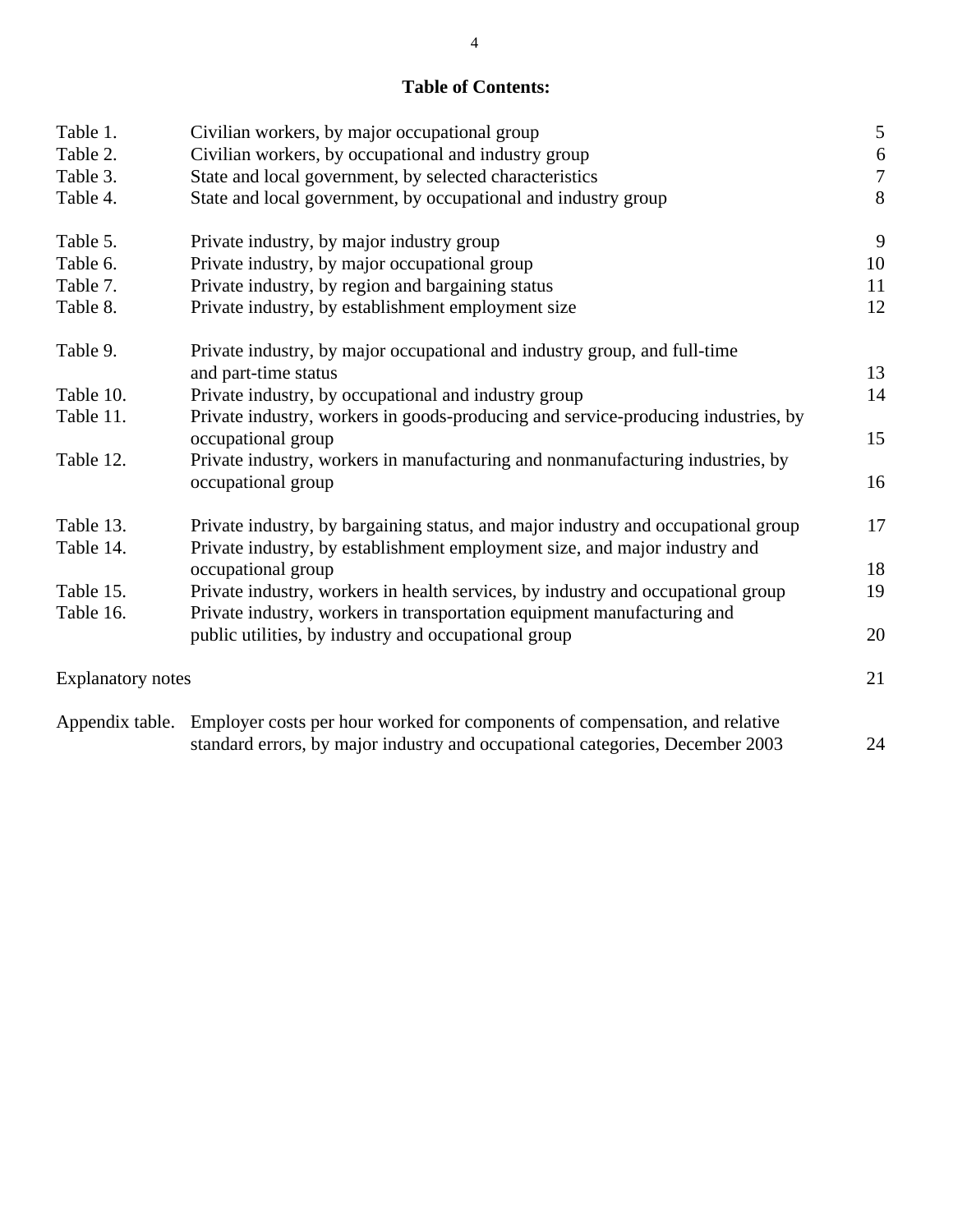# Table of Contents:

| | | |
|---|---|---|
| Table 1. | Civilian workers, by major occupational group | 5 |
| Table 2. | Civilian workers, by occupational and industry group | 6 |
| Table 3. | State and local government, by selected characteristics | 7 |
| Table 4. | State and local government, by occupational and industry group | 8 |
| Table 5. | Private industry, by major industry group | 9 |
| Table 6. | Private industry, by major occupational group | 10 |
| Table 7. | Private industry, by region and bargaining status | 11 |
| Table 8. | Private industry, by establishment employment size | 12 |
| Table 9. | Private industry, by major occupational and industry group, and full-time and part-time status | 13 |
| Table 10. | Private industry, by occupational and industry group | 14 |
| Table 11. | Private industry, workers in goods-producing and service-producing industries, by occupational group | 15 |
| Table 12. | Private industry, workers in manufacturing and nonmanufacturing industries, by occupational group | 16 |
| Table 13. | Private industry, by bargaining status, and major industry and occupational group | 17 |
| Table 14. | Private industry, by establishment employment size, and major industry and occupational group | 18 |
| Table 15. | Private industry, workers in health services, by industry and occupational group | 19 |
| Table 16. | Private industry, workers in transportation equipment manufacturing and public utilities, by industry and occupational group | 20 |
| Explanatory notes | | 21 |
| Appendix table. | Employer costs per hour worked for components of compensation, and relative standard errors, by major industry and occupational categories, December 2003 | 24 |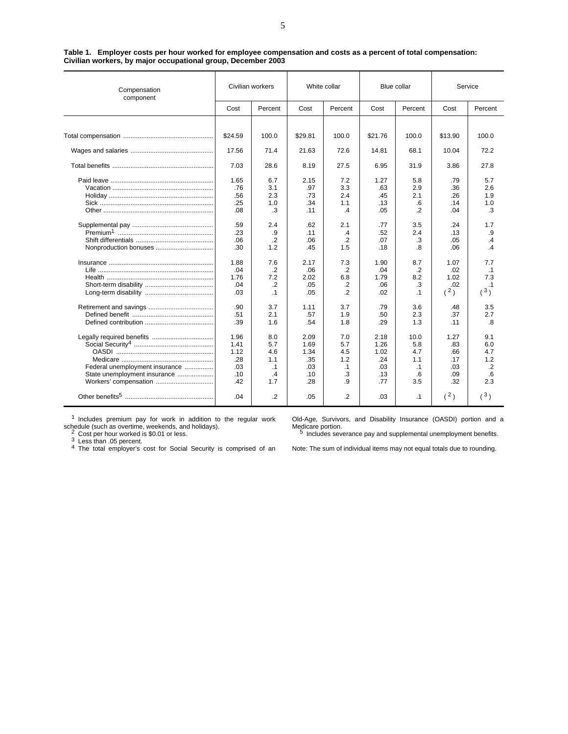**Table 1. Employer costs per hour worked for employee compensation and costs as a percent of total compensation: Civilian workers, by major occupational group, December 2003**

| Compensation component | Civilian workers | | White collar | | Blue collar | | Service | |
|---|---|---|---|---|---|---|---|---|
| | Cost | Percent | Cost | Percent | Cost | Percent | Cost | Percent |
| Total compensation | $24.59 | 100.0 | $29.81 | 100.0 | $21.76 | 100.0 | $13.90 | 100.0 |
| Wages and salaries | 17.56 | 71.4 | 21.63 | 72.6 | 14.81 | 68.1 | 10.04 | 72.2 |
| Total benefits | 7.03 | 28.6 | 8.19 | 27.5 | 6.95 | 31.9 | 3.86 | 27.8 |
| Paid leave | 1.65 | 6.7 | 2.15 | 7.2 | 1.27 | 5.8 | .79 | 5.7 |
| Vacation | .76 | 3.1 | .97 | 3.3 | .63 | 2.9 | .36 | 2.6 |
| Holiday | .56 | 2.3 | .73 | 2.4 | .45 | 2.1 | .26 | 1.9 |
| Sick | .25 | 1.0 | .34 | 1.1 | .13 | .6 | .14 | 1.0 |
| Other | .08 | .3 | .11 | .4 | .05 | .2 | .04 | .3 |
| Supplemental pay | .59 | 2.4 | .62 | 2.1 | .77 | 3.5 | .24 | 1.7 |
| Premium[1] | .23 | .9 | .11 | .4 | .52 | 2.4 | .13 | .9 |
| Shift differentials | .06 | .2 | .06 | .2 | .07 | .3 | .05 | .4 |
| Nonproduction bonuses | .30 | 1.2 | .45 | 1.5 | .18 | .8 | .06 | .4 |
| Insurance | 1.88 | 7.6 | 2.17 | 7.3 | 1.90 | 8.7 | 1.07 | 7.7 |
| Life | .04 | .2 | .06 | .2 | .04 | .2 | .02 | .1 |
| Health | 1.76 | 7.2 | 2.02 | 6.8 | 1.79 | 8.2 | 1.02 | 7.3 |
| Short-term disability | .04 | .2 | .05 | .2 | .06 | .3 | .02 | .1 |
| Long-term disability | .03 | .1 | .05 | .2 | .02 | .1 | (2) | (3) |
| Retirement and savings | .90 | 3.7 | 1.11 | 3.7 | .79 | 3.6 | .48 | 3.5 |
| Defined benefit | .51 | 2.1 | .57 | 1.9 | .50 | 2.3 | .37 | 2.7 |
| Defined contribution | .39 | 1.6 | .54 | 1.8 | .29 | 1.3 | .11 | .8 |
| Legally required benefits | 1.96 | 8.0 | 2.09 | 7.0 | 2.18 | 10.0 | 1.27 | 9.1 |
| Social Security[4] | 1.41 | 5.7 | 1.69 | 5.7 | 1.26 | 5.8 | .83 | 6.0 |
| OASDI | 1.12 | 4.6 | 1.34 | 4.5 | 1.02 | 4.7 | .66 | 4.7 |
| Medicare | .28 | 1.1 | .35 | 1.2 | .24 | 1.1 | .17 | 1.2 |
| Federal unemployment insurance | .03 | .1 | .03 | .1 | .03 | .1 | .03 | .2 |
| State unemployment insurance | .10 | .4 | .10 | .3 | .13 | .6 | .09 | .6 |
| Workers' compensation | .42 | 1.7 | .28 | .9 | .77 | 3.5 | .32 | 2.3 |
| Other benefits[5] | .04 | .2 | .05 | .2 | .03 | .1 | (2) | (3) |

[1] Includes premium pay for work in addition to the regular work schedule (such as overtime, weekends, and holidays).
[2] Cost per hour worked is $0.01 or less.
[3] Less than .05 percent.
[4] The total employer's cost for Social Security is comprised of an Old-Age, Survivors, and Disability Insurance (OASDI) portion and a Medicare portion.
[5] Includes severance pay and supplemental unemployment benefits.

Note: The sum of individual items may not equal totals due to rounding.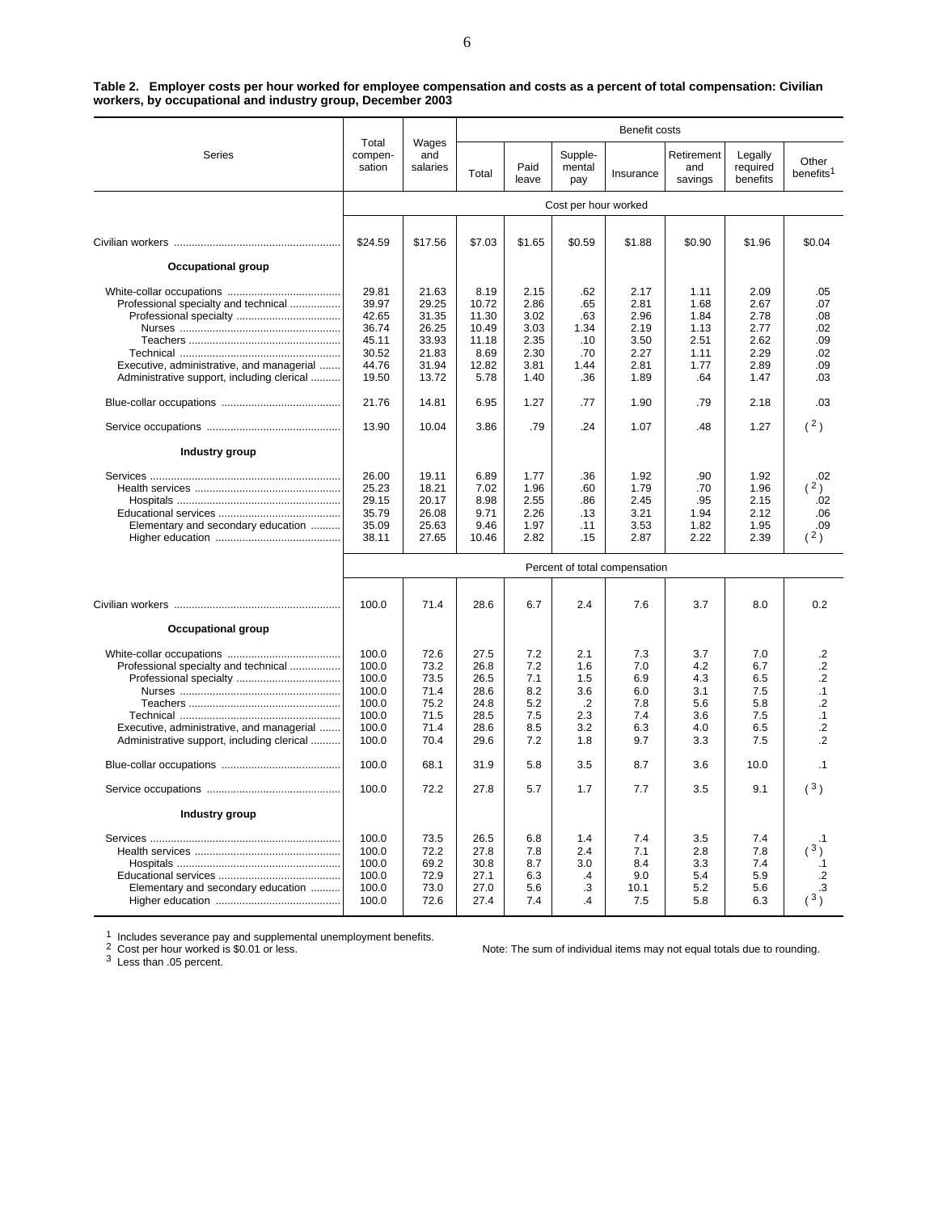**Table 2. Employer costs per hour worked for employee compensation and costs as a percent of total compensation: Civilian workers, by occupational and industry group, December 2003**

| Series | Total compen-sation | Wages and salaries | Benefit costs | | | | | | |
|---|---|---|---|---|---|---|---|---|---|
| | | | Total | Paid leave | Supple-mental pay | Insurance | Retirement and savings | Legally required benefits | Other benefits[1] |
| | Cost per hour worked | | | | | | | | |
| Civilian workers | $24.59 | $17.56 | $7.03 | $1.65 | $0.59 | $1.88 | $0.90 | $1.96 | $0.04 |
| **Occupational group** | | | | | | | | | |
| White-collar occupations | 29.81 | 21.63 | 8.19 | 2.15 | .62 | 2.17 | 1.11 | 2.09 | .05 |
| Professional specialty and technical | 39.97 | 29.25 | 10.72 | 2.86 | .65 | 2.81 | 1.68 | 2.67 | .07 |
| Professional specialty | 42.65 | 31.35 | 11.30 | 3.02 | .63 | 2.96 | 1.84 | 2.78 | .08 |
| Nurses | 36.74 | 26.25 | 10.49 | 3.03 | 1.34 | 2.19 | 1.13 | 2.77 | .02 |
| Teachers | 45.11 | 33.93 | 11.18 | 2.35 | .10 | 3.50 | 2.51 | 2.62 | .09 |
| Technical | 30.52 | 21.83 | 8.69 | 2.30 | .70 | 2.27 | 1.11 | 2.29 | .02 |
| Executive, administrative, and managerial | 44.76 | 31.94 | 12.82 | 3.81 | 1.44 | 2.81 | 1.77 | 2.89 | .09 |
| Administrative support, including clerical | 19.50 | 13.72 | 5.78 | 1.40 | .36 | 1.89 | .64 | 1.47 | .03 |
| Blue-collar occupations | 21.76 | 14.81 | 6.95 | 1.27 | .77 | 1.90 | .79 | 2.18 | .03 |
| Service occupations | 13.90 | 10.04 | 3.86 | .79 | .24 | 1.07 | .48 | 1.27 | ([2]) |
| **Industry group** | | | | | | | | | |
| Services | 26.00 | 19.11 | 6.89 | 1.77 | .36 | 1.92 | .90 | 1.92 | .02 |
| Health services | 25.23 | 18.21 | 7.02 | 1.96 | .60 | 1.79 | .70 | 1.96 | ([2]) |
| Hospitals | 29.15 | 20.17 | 8.98 | 2.55 | .86 | 2.45 | .95 | 2.15 | .02 |
| Educational services | 35.79 | 26.08 | 9.71 | 2.26 | .13 | 3.21 | 1.94 | 2.12 | .06 |
| Elementary and secondary education | 35.09 | 25.63 | 9.46 | 1.97 | .11 | 3.53 | 1.82 | 1.95 | .09 |
| Higher education | 38.11 | 27.65 | 10.46 | 2.82 | .15 | 2.87 | 2.22 | 2.39 | ([2]) |
| | Percent of total compensation | | | | | | | | |
| Civilian workers | 100.0 | 71.4 | 28.6 | 6.7 | 2.4 | 7.6 | 3.7 | 8.0 | 0.2 |
| **Occupational group** | | | | | | | | | |
| White-collar occupations | 100.0 | 72.6 | 27.5 | 7.2 | 2.1 | 7.3 | 3.7 | 7.0 | .2 |
| Professional specialty and technical | 100.0 | 73.2 | 26.8 | 7.2 | 1.6 | 7.0 | 4.2 | 6.7 | .2 |
| Professional specialty | 100.0 | 73.5 | 26.5 | 7.1 | 1.5 | 6.9 | 4.3 | 6.5 | .2 |
| Nurses | 100.0 | 71.4 | 28.6 | 8.2 | 3.6 | 6.0 | 3.1 | 7.5 | .1 |
| Teachers | 100.0 | 75.2 | 24.8 | 5.2 | .2 | 7.8 | 5.6 | 5.8 | .2 |
| Technical | 100.0 | 71.5 | 28.5 | 7.5 | 2.3 | 7.4 | 3.6 | 7.5 | .1 |
| Executive, administrative, and managerial | 100.0 | 71.4 | 28.6 | 8.5 | 3.2 | 6.3 | 4.0 | 6.5 | .2 |
| Administrative support, including clerical | 100.0 | 70.4 | 29.6 | 7.2 | 1.8 | 9.7 | 3.3 | 7.5 | .2 |
| Blue-collar occupations | 100.0 | 68.1 | 31.9 | 5.8 | 3.5 | 8.7 | 3.6 | 10.0 | .1 |
| Service occupations | 100.0 | 72.2 | 27.8 | 5.7 | 1.7 | 7.7 | 3.5 | 9.1 | ([3]) |
| **Industry group** | | | | | | | | | |
| Services | 100.0 | 73.5 | 26.5 | 6.8 | 1.4 | 7.4 | 3.5 | 7.4 | .1 |
| Health services | 100.0 | 72.2 | 27.8 | 7.8 | 2.4 | 7.1 | 2.8 | 7.8 | ([3]) |
| Hospitals | 100.0 | 69.2 | 30.8 | 8.7 | 3.0 | 8.4 | 3.3 | 7.4 | .1 |
| Educational services | 100.0 | 72.9 | 27.1 | 6.3 | .4 | 9.0 | 5.4 | 5.9 | .2 |
| Elementary and secondary education | 100.0 | 73.0 | 27.0 | 5.6 | .3 | 10.1 | 5.2 | 5.6 | .3 |
| Higher education | 100.0 | 72.6 | 27.4 | 7.4 | .4 | 7.5 | 5.8 | 6.3 | ([3]) |

[1] Includes severance pay and supplemental unemployment benefits.
[2] Cost per hour worked is $0.01 or less.
[3] Less than .05 percent.

Note: The sum of individual items may not equal totals due to rounding.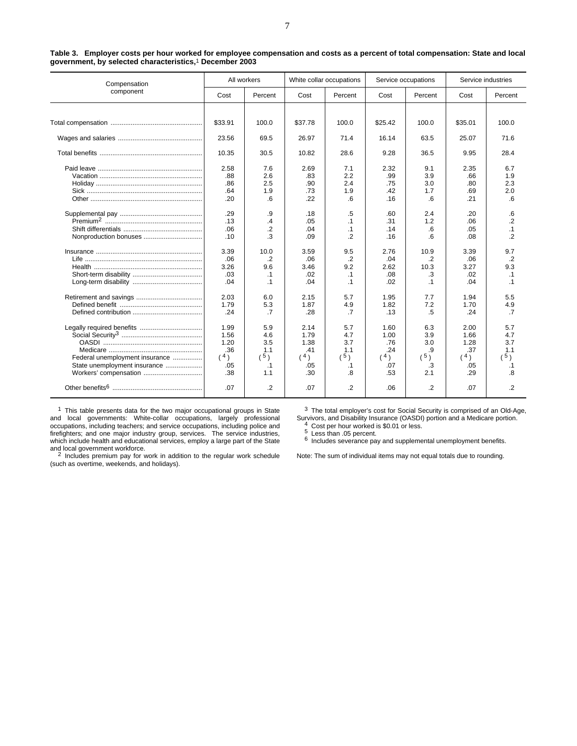**Table 3. Employer costs per hour worked for employee compensation and costs as a percent of total compensation: State and local government, by selected characteristics,[1] December 2003**

| Compensation component | All workers | | White collar occupations | | Service occupations | | Service industries | |
|---|---|---|---|---|---|---|---|---|
| | Cost | Percent | Cost | Percent | Cost | Percent | Cost | Percent |
| Total compensation | $33.91 | 100.0 | $37.78 | 100.0 | $25.42 | 100.0 | $35.01 | 100.0 |
| Wages and salaries | 23.56 | 69.5 | 26.97 | 71.4 | 16.14 | 63.5 | 25.07 | 71.6 |
| Total benefits | 10.35 | 30.5 | 10.82 | 28.6 | 9.28 | 36.5 | 9.95 | 28.4 |
| Paid leave | 2.58 | 7.6 | 2.69 | 7.1 | 2.32 | 9.1 | 2.35 | 6.7 |
| Vacation | .88 | 2.6 | .83 | 2.2 | .99 | 3.9 | .66 | 1.9 |
| Holiday | .86 | 2.5 | .90 | 2.4 | .75 | 3.0 | .80 | 2.3 |
| Sick | .64 | 1.9 | .73 | 1.9 | .42 | 1.7 | .69 | 2.0 |
| Other | .20 | .6 | .22 | .6 | .16 | .6 | .21 | .6 |
| Supplemental pay | .29 | .9 | .18 | .5 | .60 | 2.4 | .20 | .6 |
| Premium[2] | .13 | .4 | .05 | .1 | .31 | 1.2 | .06 | .2 |
| Shift differentials | .06 | .2 | .04 | .1 | .14 | .6 | .05 | .1 |
| Nonproduction bonuses | .10 | .3 | .09 | .2 | .16 | .6 | .08 | .2 |
| Insurance | 3.39 | 10.0 | 3.59 | 9.5 | 2.76 | 10.9 | 3.39 | 9.7 |
| Life | .06 | .2 | .06 | .2 | .04 | .2 | .06 | .2 |
| Health | 3.26 | 9.6 | 3.46 | 9.2 | 2.62 | 10.3 | 3.27 | 9.3 |
| Short-term disability | .03 | .1 | .02 | .1 | .08 | .3 | .02 | .1 |
| Long-term disability | .04 | .1 | .04 | .1 | .02 | .1 | .04 | .1 |
| Retirement and savings | 2.03 | 6.0 | 2.15 | 5.7 | 1.95 | 7.7 | 1.94 | 5.5 |
| Defined benefit | 1.79 | 5.3 | 1.87 | 4.9 | 1.82 | 7.2 | 1.70 | 4.9 |
| Defined contribution | .24 | .7 | .28 | .7 | .13 | .5 | .24 | .7 |
| Legally required benefits | 1.99 | 5.9 | 2.14 | 5.7 | 1.60 | 6.3 | 2.00 | 5.7 |
| Social Security[3] | 1.56 | 4.6 | 1.79 | 4.7 | 1.00 | 3.9 | 1.66 | 4.7 |
| OASDI | 1.20 | 3.5 | 1.38 | 3.7 | .76 | 3.0 | 1.28 | 3.7 |
| Medicare | .36 | 1.1 | .41 | 1.1 | .24 | .9 | .37 | 1.1 |
| Federal unemployment insurance | ([4]) | ([5]) | ([4]) | ([5]) | ([4]) | ([5]) | ([4]) | ([5]) |
| State unemployment insurance | .05 | .1 | .05 | .1 | .07 | .3 | .05 | .1 |
| Workers' compensation | .38 | 1.1 | .30 | .8 | .53 | 2.1 | .29 | .8 |
| Other benefits[6] | .07 | .2 | .07 | .2 | .06 | .2 | .07 | .2 |

[1] This table presents data for the two major occupational groups in State and local governments: White-collar occupations, largely professional occupations, including teachers; and service occupations, including police and firefighters; and one major industry group, services. The service industries, which include health and educational services, employ a large part of the State and local government workforce.

[2] Includes premium pay for work in addition to the regular work schedule (such as overtime, weekends, and holidays).

[3] The total employer's cost for Social Security is comprised of an Old-Age, Survivors, and Disability Insurance (OASDI) portion and a Medicare portion.

[4] Cost per hour worked is $0.01 or less.

[5] Less than .05 percent.

[6] Includes severance pay and supplemental unemployment benefits.

Note: The sum of individual items may not equal totals due to rounding.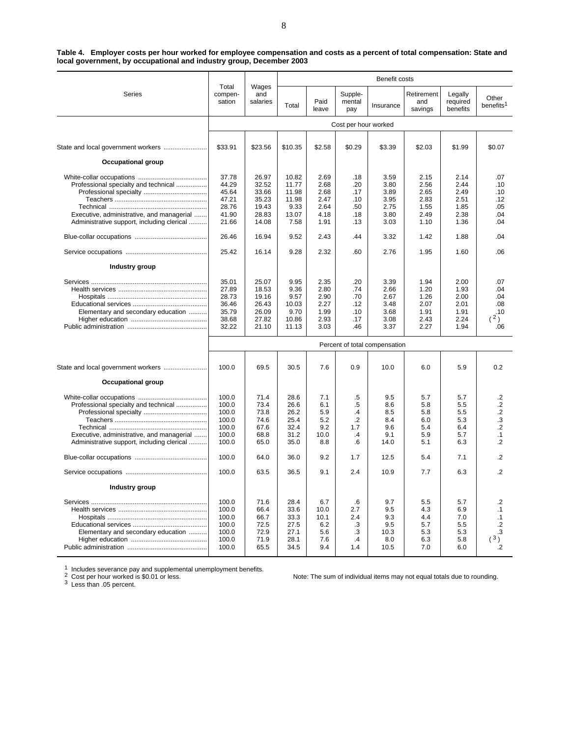**Table 4. Employer costs per hour worked for employee compensation and costs as a percent of total compensation: State and local government, by occupational and industry group, December 2003**

| Series | Total compensation | Wages and salaries | Benefit costs | | | | | | |
|---|---|---|---|---|---|---|---|---|---|
| | | | Total | Paid leave | Supplemental pay | Insurance | Retirement and savings | Legally required benefits | Other benefits[1] |
| | Cost per hour worked | | | | | | | | |
| State and local government workers | $33.91 | $23.56 | $10.35 | $2.58 | $0.29 | $3.39 | $2.03 | $1.99 | $0.07 |
| **Occupational group** | | | | | | | | | |
| White-collar occupations | 37.78 | 26.97 | 10.82 | 2.69 | .18 | 3.59 | 2.15 | 2.14 | .07 |
| Professional specialty and technical | 44.29 | 32.52 | 11.77 | 2.68 | .20 | 3.80 | 2.56 | 2.44 | .10 |
| Professional specialty | 45.64 | 33.66 | 11.98 | 2.68 | .17 | 3.89 | 2.65 | 2.49 | .10 |
| Teachers | 47.21 | 35.23 | 11.98 | 2.47 | .10 | 3.95 | 2.83 | 2.51 | .12 |
| Technical | 28.76 | 19.43 | 9.33 | 2.64 | .50 | 2.75 | 1.55 | 1.85 | .05 |
| Executive, administrative, and managerial | 41.90 | 28.83 | 13.07 | 4.18 | .18 | 3.80 | 2.49 | 2.38 | .04 |
| Administrative support, including clerical | 21.66 | 14.08 | 7.58 | 1.91 | .13 | 3.03 | 1.10 | 1.36 | .04 |
| Blue-collar occupations | 26.46 | 16.94 | 9.52 | 2.43 | .44 | 3.32 | 1.42 | 1.88 | .04 |
| Service occupations | 25.42 | 16.14 | 9.28 | 2.32 | .60 | 2.76 | 1.95 | 1.60 | .06 |
| **Industry group** | | | | | | | | | |
| Services | 35.01 | 25.07 | 9.95 | 2.35 | .20 | 3.39 | 1.94 | 2.00 | .07 |
| Health services | 27.89 | 18.53 | 9.36 | 2.80 | .74 | 2.66 | 1.20 | 1.93 | .04 |
| Hospitals | 28.73 | 19.16 | 9.57 | 2.90 | .70 | 2.67 | 1.26 | 2.00 | .04 |
| Educational services | 36.46 | 26.43 | 10.03 | 2.27 | .12 | 3.48 | 2.07 | 2.01 | .08 |
| Elementary and secondary education | 35.79 | 26.09 | 9.70 | 1.99 | .10 | 3.68 | 1.91 | 1.91 | .10 |
| Higher education | 38.68 | 27.82 | 10.86 | 2.93 | .17 | 3.08 | 2.43 | 2.24 | ([2]) |
| Public administration | 32.22 | 21.10 | 11.13 | 3.03 | .46 | 3.37 | 2.27 | 1.94 | .06 |
| | Percent of total compensation | | | | | | | | |
| State and local government workers | 100.0 | 69.5 | 30.5 | 7.6 | 0.9 | 10.0 | 6.0 | 5.9 | 0.2 |
| **Occupational group** | | | | | | | | | |
| White-collar occupations | 100.0 | 71.4 | 28.6 | 7.1 | .5 | 9.5 | 5.7 | 5.7 | .2 |
| Professional specialty and technical | 100.0 | 73.4 | 26.6 | 6.1 | .5 | 8.6 | 5.8 | 5.5 | .2 |
| Professional specialty | 100.0 | 73.8 | 26.2 | 5.9 | .4 | 8.5 | 5.8 | 5.5 | .2 |
| Teachers | 100.0 | 74.6 | 25.4 | 5.2 | .2 | 8.4 | 6.0 | 5.3 | .3 |
| Technical | 100.0 | 67.6 | 32.4 | 9.2 | 1.7 | 9.6 | 5.4 | 6.4 | .2 |
| Executive, administrative, and managerial | 100.0 | 68.8 | 31.2 | 10.0 | .4 | 9.1 | 5.9 | 5.7 | .1 |
| Administrative support, including clerical | 100.0 | 65.0 | 35.0 | 8.8 | .6 | 14.0 | 5.1 | 6.3 | .2 |
| Blue-collar occupations | 100.0 | 64.0 | 36.0 | 9.2 | 1.7 | 12.5 | 5.4 | 7.1 | .2 |
| Service occupations | 100.0 | 63.5 | 36.5 | 9.1 | 2.4 | 10.9 | 7.7 | 6.3 | .2 |
| **Industry group** | | | | | | | | | |
| Services | 100.0 | 71.6 | 28.4 | 6.7 | .6 | 9.7 | 5.5 | 5.7 | .2 |
| Health services | 100.0 | 66.4 | 33.6 | 10.0 | 2.7 | 9.5 | 4.3 | 6.9 | .1 |
| Hospitals | 100.0 | 66.7 | 33.3 | 10.1 | 2.4 | 9.3 | 4.4 | 7.0 | .1 |
| Educational services | 100.0 | 72.5 | 27.5 | 6.2 | .3 | 9.5 | 5.7 | 5.5 | .2 |
| Elementary and secondary education | 100.0 | 72.9 | 27.1 | 5.6 | .3 | 10.3 | 5.3 | 5.3 | .3 |
| Higher education | 100.0 | 71.9 | 28.1 | 7.6 | .4 | 8.0 | 6.3 | 5.8 | ([3]) |
| Public administration | 100.0 | 65.5 | 34.5 | 9.4 | 1.4 | 10.5 | 7.0 | 6.0 | .2 |

[1] Includes severance pay and supplemental unemployment benefits.
[2] Cost per hour worked is $0.01 or less.
[3] Less than .05 percent.

Note: The sum of individual items may not equal totals due to rounding.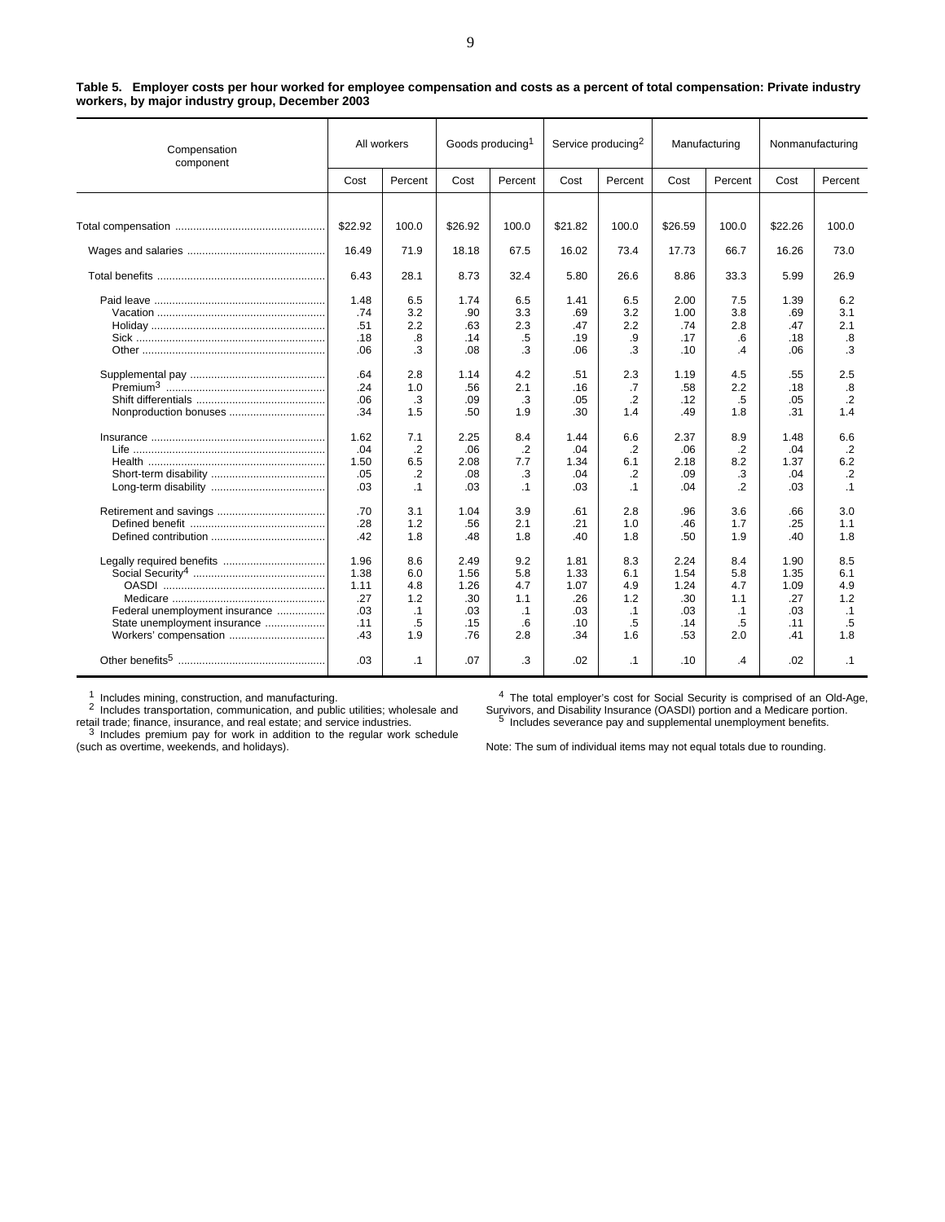**Table 5. Employer costs per hour worked for employee compensation and costs as a percent of total compensation: Private industry workers, by major industry group, December 2003**

| Compensation component | All workers | | Goods producing[1] | | Service producing[2] | | Manufacturing | | Nonmanufacturing | |
|---|---|---|---|---|---|---|---|---|---|---|
| | Cost | Percent | Cost | Percent | Cost | Percent | Cost | Percent | Cost | Percent |
| Total compensation | $22.92 | 100.0 | $26.92 | 100.0 | $21.82 | 100.0 | $26.59 | 100.0 | $22.26 | 100.0 |
| Wages and salaries | 16.49 | 71.9 | 18.18 | 67.5 | 16.02 | 73.4 | 17.73 | 66.7 | 16.26 | 73.0 |
| Total benefits | 6.43 | 28.1 | 8.73 | 32.4 | 5.80 | 26.6 | 8.86 | 33.3 | 5.99 | 26.9 |
| Paid leave | 1.48 | 6.5 | 1.74 | 6.5 | 1.41 | 6.5 | 2.00 | 7.5 | 1.39 | 6.2 |
| Vacation | .74 | 3.2 | .90 | 3.3 | .69 | 3.2 | 1.00 | 3.8 | .69 | 3.1 |
| Holiday | .51 | 2.2 | .63 | 2.3 | .47 | 2.2 | .74 | 2.8 | .47 | 2.1 |
| Sick | .18 | .8 | .14 | .5 | .19 | .9 | .17 | .6 | .18 | .8 |
| Other | .06 | .3 | .08 | .3 | .06 | .3 | .10 | .4 | .06 | .3 |
| Supplemental pay | .64 | 2.8 | 1.14 | 4.2 | .51 | 2.3 | 1.19 | 4.5 | .55 | 2.5 |
| Premium[3] | .24 | 1.0 | .56 | 2.1 | .16 | .7 | .58 | 2.2 | .18 | .8 |
| Shift differentials | .06 | .3 | .09 | .3 | .05 | .2 | .12 | .5 | .05 | .2 |
| Nonproduction bonuses | .34 | 1.5 | .50 | 1.9 | .30 | 1.4 | .49 | 1.8 | .31 | 1.4 |
| Insurance | 1.62 | 7.1 | 2.25 | 8.4 | 1.44 | 6.6 | 2.37 | 8.9 | 1.48 | 6.6 |
| Life | .04 | .2 | .06 | .2 | .04 | .2 | .06 | .2 | .04 | .2 |
| Health | 1.50 | 6.5 | 2.08 | 7.7 | 1.34 | 6.1 | 2.18 | 8.2 | 1.37 | 6.2 |
| Short-term disability | .05 | .2 | .08 | .3 | .04 | .2 | .09 | .3 | .04 | .2 |
| Long-term disability | .03 | .1 | .03 | .1 | .03 | .1 | .04 | .2 | .03 | .1 |
| Retirement and savings | .70 | 3.1 | 1.04 | 3.9 | .61 | 2.8 | .96 | 3.6 | .66 | 3.0 |
| Defined benefit | .28 | 1.2 | .56 | 2.1 | .21 | 1.0 | .46 | 1.7 | .25 | 1.1 |
| Defined contribution | .42 | 1.8 | .48 | 1.8 | .40 | 1.8 | .50 | 1.9 | .40 | 1.8 |
| Legally required benefits | 1.96 | 8.6 | 2.49 | 9.2 | 1.81 | 8.3 | 2.24 | 8.4 | 1.90 | 8.5 |
| Social Security[4] | 1.38 | 6.0 | 1.56 | 5.8 | 1.33 | 6.1 | 1.54 | 5.8 | 1.35 | 6.1 |
| OASDI | 1.11 | 4.8 | 1.26 | 4.7 | 1.07 | 4.9 | 1.24 | 4.7 | 1.09 | 4.9 |
| Medicare | .27 | 1.2 | .30 | 1.1 | .26 | 1.2 | .30 | 1.1 | .27 | 1.2 |
| Federal unemployment insurance | .03 | .1 | .03 | .1 | .03 | .1 | .03 | .1 | .03 | .1 |
| State unemployment insurance | .11 | .5 | .15 | .6 | .10 | .5 | .14 | .5 | .11 | .5 |
| Workers' compensation | .43 | 1.9 | .76 | 2.8 | .34 | 1.6 | .53 | 2.0 | .41 | 1.8 |
| Other benefits[5] | .03 | .1 | .07 | .3 | .02 | .1 | .10 | .4 | .02 | .1 |

[1] Includes mining, construction, and manufacturing.
[2] Includes transportation, communication, and public utilities; wholesale and retail trade; finance, insurance, and real estate; and service industries.
[3] Includes premium pay for work in addition to the regular work schedule (such as overtime, weekends, and holidays).
[4] The total employer's cost for Social Security is comprised of an Old-Age, Survivors, and Disability Insurance (OASDI) portion and a Medicare portion.
[5] Includes severance pay and supplemental unemployment benefits.

Note: The sum of individual items may not equal totals due to rounding.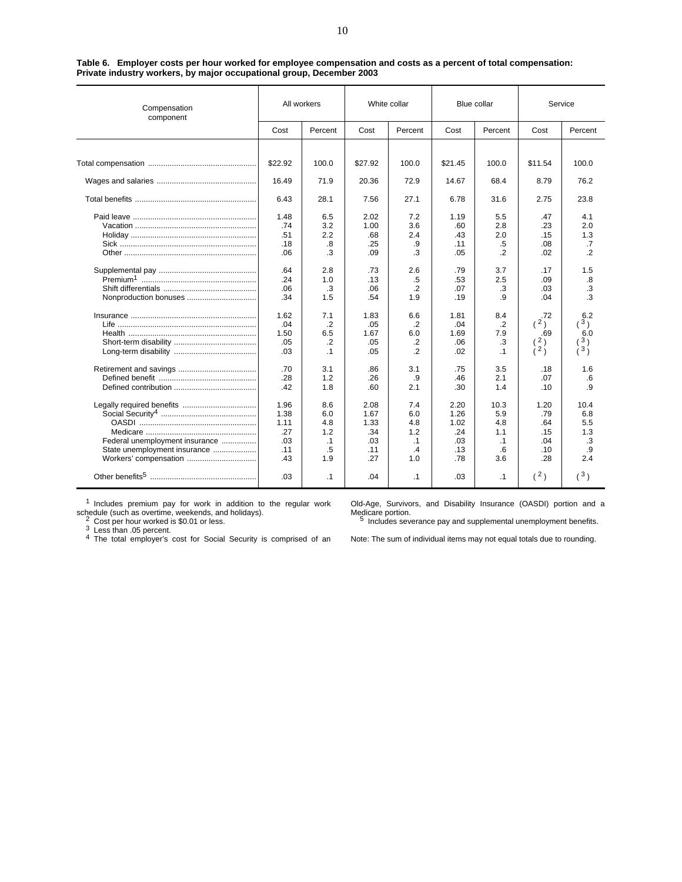**Table 6. Employer costs per hour worked for employee compensation and costs as a percent of total compensation: Private industry workers, by major occupational group, December 2003**

| Compensation component | All workers | | White collar | | Blue collar | | Service | |
|---|---|---|---|---|---|---|---|---|
| | Cost | Percent | Cost | Percent | Cost | Percent | Cost | Percent |
| Total compensation | $22.92 | 100.0 | $27.92 | 100.0 | $21.45 | 100.0 | $11.54 | 100.0 |
| Wages and salaries | 16.49 | 71.9 | 20.36 | 72.9 | 14.67 | 68.4 | 8.79 | 76.2 |
| Total benefits | 6.43 | 28.1 | 7.56 | 27.1 | 6.78 | 31.6 | 2.75 | 23.8 |
| Paid leave | 1.48 | 6.5 | 2.02 | 7.2 | 1.19 | 5.5 | .47 | 4.1 |
| Vacation | .74 | 3.2 | 1.00 | 3.6 | .60 | 2.8 | .23 | 2.0 |
| Holiday | .51 | 2.2 | .68 | 2.4 | .43 | 2.0 | .15 | 1.3 |
| Sick | .18 | .8 | .25 | .9 | .11 | .5 | .08 | .7 |
| Other | .06 | .3 | .09 | .3 | .05 | .2 | .02 | .2 |
| Supplemental pay | .64 | 2.8 | .73 | 2.6 | .79 | 3.7 | .17 | 1.5 |
| Premium[1] | .24 | 1.0 | .13 | .5 | .53 | 2.5 | .09 | .8 |
| Shift differentials | .06 | .3 | .06 | .2 | .07 | .3 | .03 | .3 |
| Nonproduction bonuses | .34 | 1.5 | .54 | 1.9 | .19 | .9 | .04 | .3 |
| Insurance | 1.62 | 7.1 | 1.83 | 6.6 | 1.81 | 8.4 | .72 | 6.2 |
| Life | .04 | .2 | .05 | .2 | .04 | .2 | (2) | (3) |
| Health | 1.50 | 6.5 | 1.67 | 6.0 | 1.69 | 7.9 | .69 | 6.0 |
| Short-term disability | .05 | .2 | .05 | .2 | .06 | .3 | (2) | (3) |
| Long-term disability | .03 | .1 | .05 | .2 | .02 | .1 | (2) | (3) |
| Retirement and savings | .70 | 3.1 | .86 | 3.1 | .75 | 3.5 | .18 | 1.6 |
| Defined benefit | .28 | 1.2 | .26 | .9 | .46 | 2.1 | .07 | .6 |
| Defined contribution | .42 | 1.8 | .60 | 2.1 | .30 | 1.4 | .10 | .9 |
| Legally required benefits | 1.96 | 8.6 | 2.08 | 7.4 | 2.20 | 10.3 | 1.20 | 10.4 |
| Social Security[4] | 1.38 | 6.0 | 1.67 | 6.0 | 1.26 | 5.9 | .79 | 6.8 |
| OASDI | 1.11 | 4.8 | 1.33 | 4.8 | 1.02 | 4.8 | .64 | 5.5 |
| Medicare | .27 | 1.2 | .34 | 1.2 | .24 | 1.1 | .15 | 1.3 |
| Federal unemployment insurance | .03 | .1 | .03 | .1 | .03 | .1 | .04 | .3 |
| State unemployment insurance | .11 | .5 | .11 | .4 | .13 | .6 | .10 | .9 |
| Workers' compensation | .43 | 1.9 | .27 | 1.0 | .78 | 3.6 | .28 | 2.4 |
| Other benefits[5] | .03 | .1 | .04 | .1 | .03 | .1 | (2) | (3) |

[1] Includes premium pay for work in addition to the regular work schedule (such as overtime, weekends, and holidays).
[2] Cost per hour worked is $0.01 or less.
[3] Less than .05 percent.
[4] The total employer's cost for Social Security is comprised of an Old-Age, Survivors, and Disability Insurance (OASDI) portion and a Medicare portion.
[5] Includes severance pay and supplemental unemployment benefits.

Note: The sum of individual items may not equal totals due to rounding.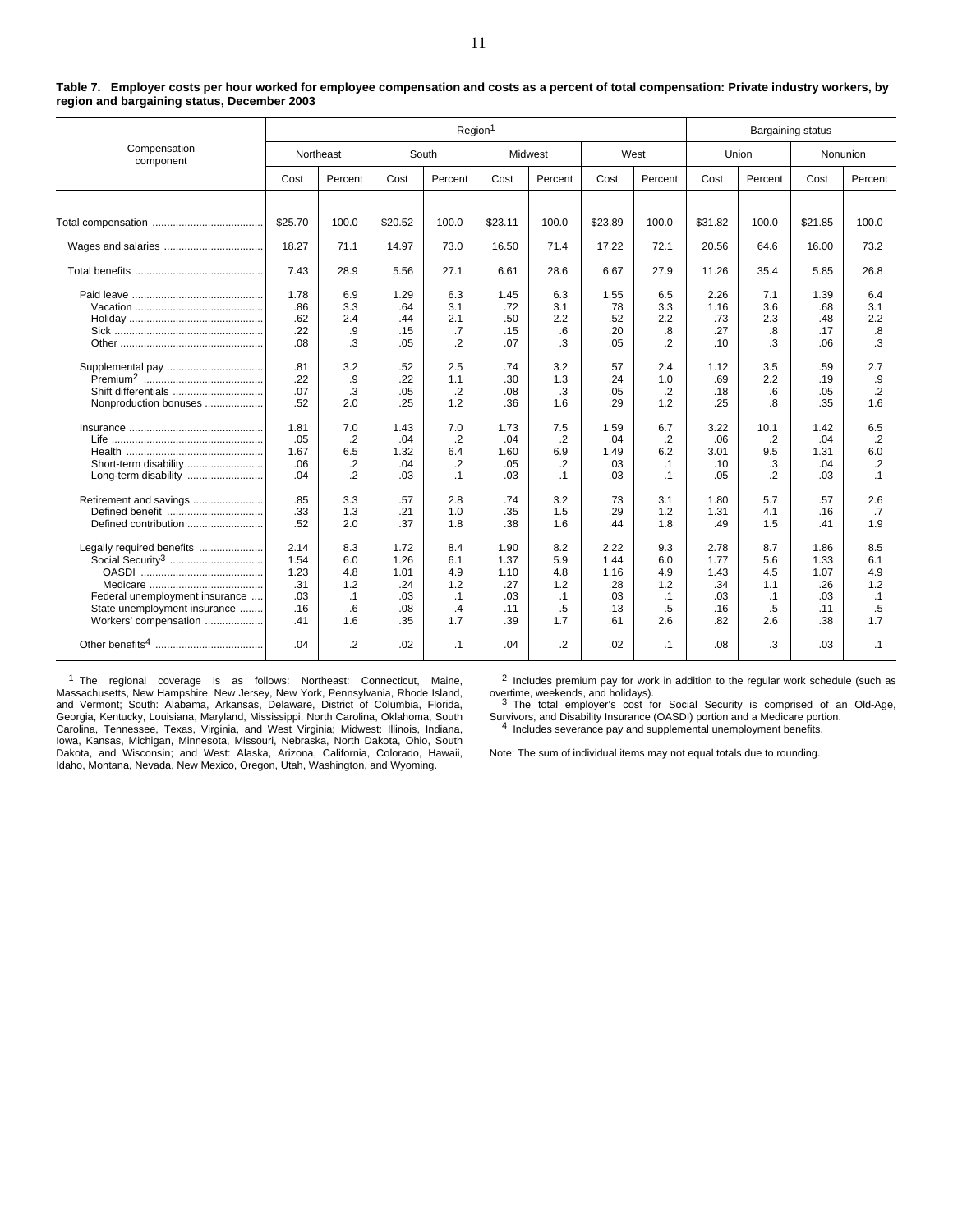**Table 7. Employer costs per hour worked for employee compensation and costs as a percent of total compensation: Private industry workers, by region and bargaining status, December 2003**

| Compensation component | Region[1] | | | | | | | | Bargaining status | | | |
|---|---|---|---|---|---|---|---|---|---|---|---|---|
| | Northeast | | South | | Midwest | | West | | Union | | Nonunion | |
| | Cost | Percent | Cost | Percent | Cost | Percent | Cost | Percent | Cost | Percent | Cost | Percent |
| Total compensation | $25.70 | 100.0 | $20.52 | 100.0 | $23.11 | 100.0 | $23.89 | 100.0 | $31.82 | 100.0 | $21.85 | 100.0 |
| Wages and salaries | 18.27 | 71.1 | 14.97 | 73.0 | 16.50 | 71.4 | 17.22 | 72.1 | 20.56 | 64.6 | 16.00 | 73.2 |
| Total benefits | 7.43 | 28.9 | 5.56 | 27.1 | 6.61 | 28.6 | 6.67 | 27.9 | 11.26 | 35.4 | 5.85 | 26.8 |
| Paid leave | 1.78 | 6.9 | 1.29 | 6.3 | 1.45 | 6.3 | 1.55 | 6.5 | 2.26 | 7.1 | 1.39 | 6.4 |
| Vacation | .86 | 3.3 | .64 | 3.1 | .72 | 3.1 | .78 | 3.3 | 1.16 | 3.6 | .68 | 3.1 |
| Holiday | .62 | 2.4 | .44 | 2.1 | .50 | 2.2 | .52 | 2.2 | .73 | 2.3 | .48 | 2.2 |
| Sick | .22 | .9 | .15 | .7 | .15 | .6 | .20 | .8 | .27 | .8 | .17 | .8 |
| Other | .08 | .3 | .05 | .2 | .07 | .3 | .05 | .2 | .10 | .3 | .06 | .3 |
| Supplemental pay | .81 | 3.2 | .52 | 2.5 | .74 | 3.2 | .57 | 2.4 | 1.12 | 3.5 | .59 | 2.7 |
| Premium[2] | .22 | .9 | .22 | 1.1 | .30 | 1.3 | .24 | 1.0 | .69 | 2.2 | .19 | .9 |
| Shift differentials | .07 | .3 | .05 | .2 | .08 | .3 | .05 | .2 | .18 | .6 | .05 | .2 |
| Nonproduction bonuses | .52 | 2.0 | .25 | 1.2 | .36 | 1.6 | .29 | 1.2 | .25 | .8 | .35 | 1.6 |
| Insurance | 1.81 | 7.0 | 1.43 | 7.0 | 1.73 | 7.5 | 1.59 | 6.7 | 3.22 | 10.1 | 1.42 | 6.5 |
| Life | .05 | .2 | .04 | .2 | .04 | .2 | .04 | .2 | .06 | .2 | .04 | .2 |
| Health | 1.67 | 6.5 | 1.32 | 6.4 | 1.60 | 6.9 | 1.49 | 6.2 | 3.01 | 9.5 | 1.31 | 6.0 |
| Short-term disability | .06 | .2 | .04 | .2 | .05 | .2 | .03 | .1 | .10 | .3 | .04 | .2 |
| Long-term disability | .04 | .2 | .03 | .1 | .03 | .1 | .03 | .1 | .05 | .2 | .03 | .1 |
| Retirement and savings | .85 | 3.3 | .57 | 2.8 | .74 | 3.2 | .73 | 3.1 | 1.80 | 5.7 | .57 | 2.6 |
| Defined benefit | .33 | 1.3 | .21 | 1.0 | .35 | 1.5 | .29 | 1.2 | 1.31 | 4.1 | .16 | .7 |
| Defined contribution | .52 | 2.0 | .37 | 1.8 | .38 | 1.6 | .44 | 1.8 | .49 | 1.5 | .41 | 1.9 |
| Legally required benefits | 2.14 | 8.3 | 1.72 | 8.4 | 1.90 | 8.2 | 2.22 | 9.3 | 2.78 | 8.7 | 1.86 | 8.5 |
| Social Security[3] | 1.54 | 6.0 | 1.26 | 6.1 | 1.37 | 5.9 | 1.44 | 6.0 | 1.77 | 5.6 | 1.33 | 6.1 |
| OASDI | 1.23 | 4.8 | 1.01 | 4.9 | 1.10 | 4.8 | 1.16 | 4.9 | 1.43 | 4.5 | 1.07 | 4.9 |
| Medicare | .31 | 1.2 | .24 | 1.2 | .27 | 1.2 | .28 | 1.2 | .34 | 1.1 | .26 | 1.2 |
| Federal unemployment insurance | .03 | .1 | .03 | .1 | .03 | .1 | .03 | .1 | .03 | .1 | .03 | .1 |
| State unemployment insurance | .16 | .6 | .08 | .4 | .11 | .5 | .13 | .5 | .16 | .5 | .11 | .5 |
| Workers' compensation | .41 | 1.6 | .35 | 1.7 | .39 | 1.7 | .61 | 2.6 | .82 | 2.6 | .38 | 1.7 |
| Other benefits[4] | .04 | .2 | .02 | .1 | .04 | .2 | .02 | .1 | .08 | .3 | .03 | .1 |

[1] The regional coverage is as follows: Northeast: Connecticut, Maine, Massachusetts, New Hampshire, New Jersey, New York, Pennsylvania, Rhode Island, and Vermont; South: Alabama, Arkansas, Delaware, District of Columbia, Florida, Georgia, Kentucky, Louisiana, Maryland, Mississippi, North Carolina, Oklahoma, South Carolina, Tennessee, Texas, Virginia, and West Virginia; Midwest: Illinois, Indiana, Iowa, Kansas, Michigan, Minnesota, Missouri, Nebraska, North Dakota, Ohio, South Dakota, and Wisconsin; and West: Alaska, Arizona, California, Colorado, Hawaii, Idaho, Montana, Nevada, New Mexico, Oregon, Utah, Washington, and Wyoming.

[2] Includes premium pay for work in addition to the regular work schedule (such as overtime, weekends, and holidays).

[3] The total employer's cost for Social Security is comprised of an Old-Age, Survivors, and Disability Insurance (OASDI) portion and a Medicare portion.

[4] Includes severance pay and supplemental unemployment benefits.

Note: The sum of individual items may not equal totals due to rounding.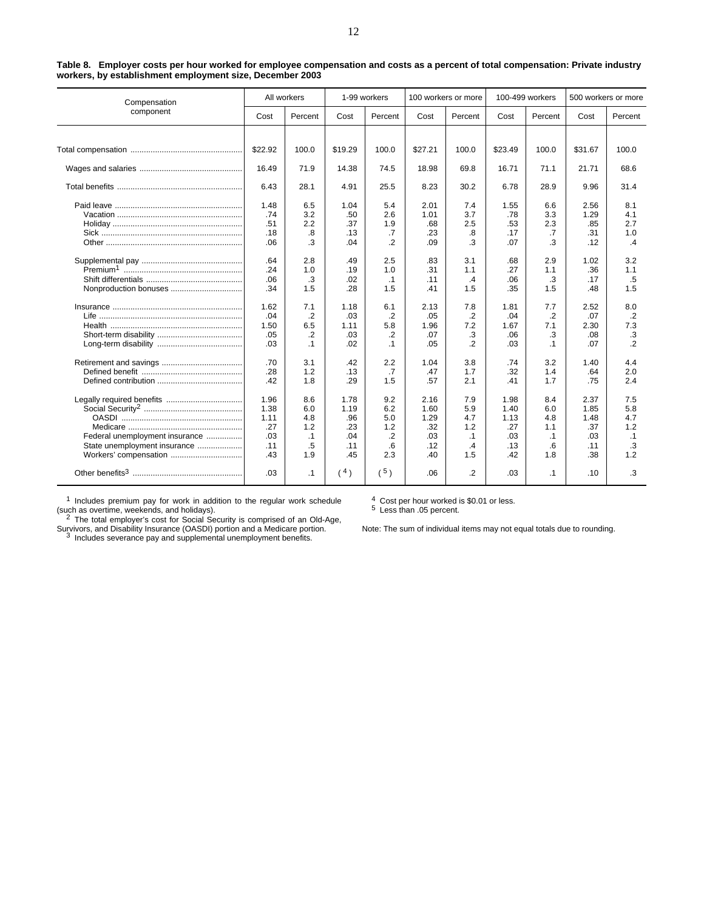**Table 8. Employer costs per hour worked for employee compensation and costs as a percent of total compensation: Private industry workers, by establishment employment size, December 2003**

| Compensation component | All workers | | 1-99 workers | | 100 workers or more | | 100-499 workers | | 500 workers or more | |
|---|---|---|---|---|---|---|---|---|---|---|
| | Cost | Percent | Cost | Percent | Cost | Percent | Cost | Percent | Cost | Percent |
| Total compensation | $22.92 | 100.0 | $19.29 | 100.0 | $27.21 | 100.0 | $23.49 | 100.0 | $31.67 | 100.0 |
| Wages and salaries | 16.49 | 71.9 | 14.38 | 74.5 | 18.98 | 69.8 | 16.71 | 71.1 | 21.71 | 68.6 |
| Total benefits | 6.43 | 28.1 | 4.91 | 25.5 | 8.23 | 30.2 | 6.78 | 28.9 | 9.96 | 31.4 |
| Paid leave | 1.48 | 6.5 | 1.04 | 5.4 | 2.01 | 7.4 | 1.55 | 6.6 | 2.56 | 8.1 |
| Vacation | .74 | 3.2 | .50 | 2.6 | 1.01 | 3.7 | .78 | 3.3 | 1.29 | 4.1 |
| Holiday | .51 | 2.2 | .37 | 1.9 | .68 | 2.5 | .53 | 2.3 | .85 | 2.7 |
| Sick | .18 | .8 | .13 | .7 | .23 | .8 | .17 | .7 | .31 | 1.0 |
| Other | .06 | .3 | .04 | .2 | .09 | .3 | .07 | .3 | .12 | .4 |
| Supplemental pay | .64 | 2.8 | .49 | 2.5 | .83 | 3.1 | .68 | 2.9 | 1.02 | 3.2 |
| Premium[1] | .24 | 1.0 | .19 | 1.0 | .31 | 1.1 | .27 | 1.1 | .36 | 1.1 |
| Shift differentials | .06 | .3 | .02 | .1 | .11 | .4 | .06 | .3 | .17 | .5 |
| Nonproduction bonuses | .34 | 1.5 | .28 | 1.5 | .41 | 1.5 | .35 | 1.5 | .48 | 1.5 |
| Insurance | 1.62 | 7.1 | 1.18 | 6.1 | 2.13 | 7.8 | 1.81 | 7.7 | 2.52 | 8.0 |
| Life | .04 | .2 | .03 | .2 | .05 | .2 | .04 | .2 | .07 | .2 |
| Health | 1.50 | 6.5 | 1.11 | 5.8 | 1.96 | 7.2 | 1.67 | 7.1 | 2.30 | 7.3 |
| Short-term disability | .05 | .2 | .03 | .2 | .07 | .3 | .06 | .3 | .08 | .3 |
| Long-term disability | .03 | .1 | .02 | .1 | .05 | .2 | .03 | .1 | .07 | .2 |
| Retirement and savings | .70 | 3.1 | .42 | 2.2 | 1.04 | 3.8 | .74 | 3.2 | 1.40 | 4.4 |
| Defined benefit | .28 | 1.2 | .13 | .7 | .47 | 1.7 | .32 | 1.4 | .64 | 2.0 |
| Defined contribution | .42 | 1.8 | .29 | 1.5 | .57 | 2.1 | .41 | 1.7 | .75 | 2.4 |
| Legally required benefits | 1.96 | 8.6 | 1.78 | 9.2 | 2.16 | 7.9 | 1.98 | 8.4 | 2.37 | 7.5 |
| Social Security[2] | 1.38 | 6.0 | 1.19 | 6.2 | 1.60 | 5.9 | 1.40 | 6.0 | 1.85 | 5.8 |
| OASDI | 1.11 | 4.8 | .96 | 5.0 | 1.29 | 4.7 | 1.13 | 4.8 | 1.48 | 4.7 |
| Medicare | .27 | 1.2 | .23 | 1.2 | .32 | 1.2 | .27 | 1.1 | .37 | 1.2 |
| Federal unemployment insurance | .03 | .1 | .04 | .2 | .03 | .1 | .03 | .1 | .03 | .1 |
| State unemployment insurance | .11 | .5 | .11 | .6 | .12 | .4 | .13 | .6 | .11 | .3 |
| Workers' compensation | .43 | 1.9 | .45 | 2.3 | .40 | 1.5 | .42 | 1.8 | .38 | 1.2 |
| Other benefits[3] | .03 | .1 | (4) | (5) | .06 | .2 | .03 | .1 | .10 | .3 |

[1] Includes premium pay for work in addition to the regular work schedule (such as overtime, weekends, and holidays).

[2] The total employer's cost for Social Security is comprised of an Old-Age, Survivors, and Disability Insurance (OASDI) portion and a Medicare portion.

[3] Includes severance pay and supplemental unemployment benefits.

[4] Cost per hour worked is $0.01 or less.

[5] Less than .05 percent.

Note: The sum of individual items may not equal totals due to rounding.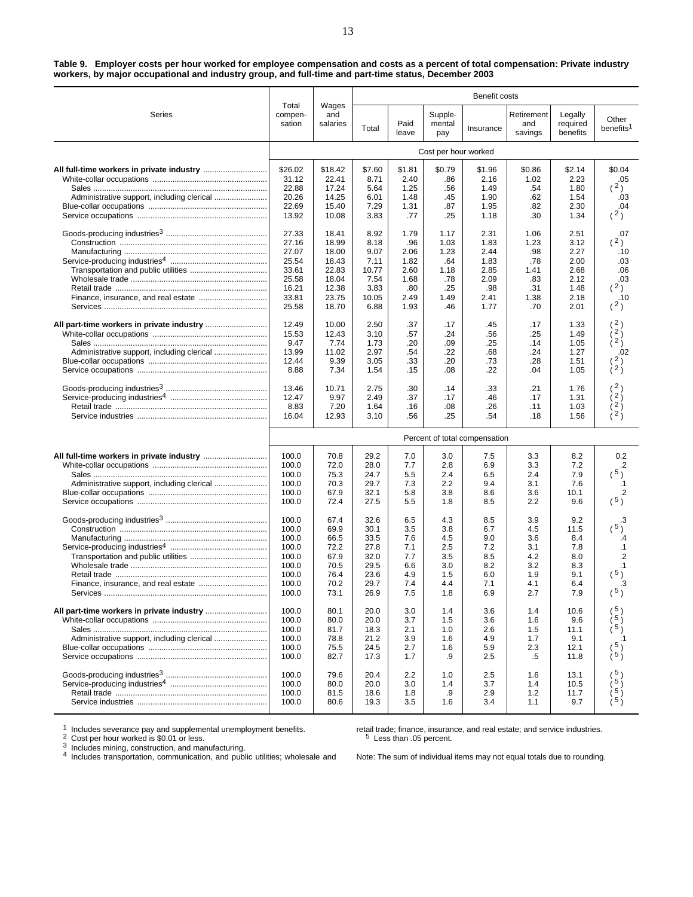**Table 9. Employer costs per hour worked for employee compensation and costs as a percent of total compensation: Private industry workers, by major occupational and industry group, and full-time and part-time status, December 2003**

| Series | Total compensation | Wages and salaries | Benefit costs | | | | | | |
|---|---|---|---|---|---|---|---|---|---|
| | | | Total | Paid leave | Supplemental pay | Insurance | Retirement and savings | Legally required benefits | Other benefits[1] |
| | Cost per hour worked | | | | | | | | |
| **All full-time workers in private industry** | $26.02 | $18.42 | $7.60 | $1.81 | $0.79 | $1.96 | $0.86 | $2.14 | $0.04 |
| White-collar occupations | 31.12 | 22.41 | 8.71 | 2.40 | .86 | 2.16 | 1.02 | 2.23 | .05 |
| Sales | 22.88 | 17.24 | 5.64 | 1.25 | .56 | 1.49 | .54 | 1.80 | (2) |
| Administrative support, including clerical | 20.26 | 14.25 | 6.01 | 1.48 | .45 | 1.90 | .62 | 1.54 | .03 |
| Blue-collar occupations | 22.69 | 15.40 | 7.29 | 1.31 | .87 | 1.95 | .82 | 2.30 | .04 |
| Service occupations | 13.92 | 10.08 | 3.83 | .77 | .25 | 1.18 | .30 | 1.34 | (2) |
| Goods-producing industries[3] | 27.33 | 18.41 | 8.92 | 1.79 | 1.17 | 2.31 | 1.06 | 2.51 | .07 |
| Construction | 27.16 | 18.99 | 8.18 | .96 | 1.03 | 1.83 | 1.23 | 3.12 | (2) |
| Manufacturing | 27.07 | 18.00 | 9.07 | 2.06 | 1.23 | 2.44 | .98 | 2.27 | .10 |
| Service-producing industries[4] | 25.54 | 18.43 | 7.11 | 1.82 | .64 | 1.83 | .78 | 2.00 | .03 |
| Transportation and public utilities | 33.61 | 22.83 | 10.77 | 2.60 | 1.18 | 2.85 | 1.41 | 2.68 | .06 |
| Wholesale trade | 25.58 | 18.04 | 7.54 | 1.68 | .78 | 2.09 | .83 | 2.12 | .03 |
| Retail trade | 16.21 | 12.38 | 3.83 | .80 | .25 | .98 | .31 | 1.48 | (2) |
| Finance, insurance, and real estate | 33.81 | 23.75 | 10.05 | 2.49 | 1.49 | 2.41 | 1.38 | 2.18 | .10 |
| Services | 25.58 | 18.70 | 6.88 | 1.93 | .46 | 1.77 | .70 | 2.01 | (2) |
| **All part-time workers in private industry** | 12.49 | 10.00 | 2.50 | .37 | .17 | .45 | .17 | 1.33 | (2) |
| White-collar occupations | 15.53 | 12.43 | 3.10 | .57 | .24 | .56 | .25 | 1.49 | (2) |
| Sales | 9.47 | 7.74 | 1.73 | .20 | .09 | .25 | .14 | 1.05 | (2) |
| Administrative support, including clerical | 13.99 | 11.02 | 2.97 | .54 | .22 | .68 | .24 | 1.27 | .02 |
| Blue-collar occupations | 12.44 | 9.39 | 3.05 | .33 | .20 | .73 | .28 | 1.51 | (2) |
| Service occupations | 8.88 | 7.34 | 1.54 | .15 | .08 | .22 | .04 | 1.05 | (2) |
| Goods-producing industries[3] | 13.46 | 10.71 | 2.75 | .30 | .14 | .33 | .21 | 1.76 | (2) |
| Service-producing industries[4] | 12.47 | 9.97 | 2.49 | .37 | .17 | .46 | .17 | 1.31 | (2) |
| Retail trade | 8.83 | 7.20 | 1.64 | .16 | .08 | .26 | .11 | 1.03 | (2) |
| Service industries | 16.04 | 12.93 | 3.10 | .56 | .25 | .54 | .18 | 1.56 | (2) |
| | Percent of total compensation | | | | | | | | |
| **All full-time workers in private industry** | 100.0 | 70.8 | 29.2 | 7.0 | 3.0 | 7.5 | 3.3 | 8.2 | 0.2 |
| White-collar occupations | 100.0 | 72.0 | 28.0 | 7.7 | 2.8 | 6.9 | 3.3 | 7.2 | .2 |
| Sales | 100.0 | 75.3 | 24.7 | 5.5 | 2.4 | 6.5 | 2.4 | 7.9 | (5) |
| Administrative support, including clerical | 100.0 | 70.3 | 29.7 | 7.3 | 2.2 | 9.4 | 3.1 | 7.6 | .1 |
| Blue-collar occupations | 100.0 | 67.9 | 32.1 | 5.8 | 3.8 | 8.6 | 3.6 | 10.1 | .2 |
| Service occupations | 100.0 | 72.4 | 27.5 | 5.5 | 1.8 | 8.5 | 2.2 | 9.6 | (5) |
| Goods-producing industries[3] | 100.0 | 67.4 | 32.6 | 6.5 | 4.3 | 8.5 | 3.9 | 9.2 | .3 |
| Construction | 100.0 | 69.9 | 30.1 | 3.5 | 3.8 | 6.7 | 4.5 | 11.5 | (5) |
| Manufacturing | 100.0 | 66.5 | 33.5 | 7.6 | 4.5 | 9.0 | 3.6 | 8.4 | .4 |
| Service-producing industries[4] | 100.0 | 72.2 | 27.8 | 7.1 | 2.5 | 7.2 | 3.1 | 7.8 | .1 |
| Transportation and public utilities | 100.0 | 67.9 | 32.0 | 7.7 | 3.5 | 8.5 | 4.2 | 8.0 | .2 |
| Wholesale trade | 100.0 | 70.5 | 29.5 | 6.6 | 3.0 | 8.2 | 3.2 | 8.3 | .1 |
| Retail trade | 100.0 | 76.4 | 23.6 | 4.9 | 1.5 | 6.0 | 1.9 | 9.1 | (5) |
| Finance, insurance, and real estate | 100.0 | 70.2 | 29.7 | 7.4 | 4.4 | 7.1 | 4.1 | 6.4 | .3 |
| Services | 100.0 | 73.1 | 26.9 | 7.5 | 1.8 | 6.9 | 2.7 | 7.9 | (5) |
| **All part-time workers in private industry** | 100.0 | 80.1 | 20.0 | 3.0 | 1.4 | 3.6 | 1.4 | 10.6 | (5) |
| White-collar occupations | 100.0 | 80.0 | 20.0 | 3.7 | 1.5 | 3.6 | 1.6 | 9.6 | (5) |
| Sales | 100.0 | 81.7 | 18.3 | 2.1 | 1.0 | 2.6 | 1.5 | 11.1 | (5) |
| Administrative support, including clerical | 100.0 | 78.8 | 21.2 | 3.9 | 1.6 | 4.9 | 1.7 | 9.1 | .1 |
| Blue-collar occupations | 100.0 | 75.5 | 24.5 | 2.7 | 1.6 | 5.9 | 2.3 | 12.1 | (5) |
| Service occupations | 100.0 | 82.7 | 17.3 | 1.7 | .9 | 2.5 | .5 | 11.8 | (5) |
| Goods-producing industries[3] | 100.0 | 79.6 | 20.4 | 2.2 | 1.0 | 2.5 | 1.6 | 13.1 | (5) |
| Service-producing industries[4] | 100.0 | 80.0 | 20.0 | 3.0 | 1.4 | 3.7 | 1.4 | 10.5 | (5) |
| Retail trade | 100.0 | 81.5 | 18.6 | 1.8 | .9 | 2.9 | 1.2 | 11.7 | (5) |
| Service industries | 100.0 | 80.6 | 19.3 | 3.5 | 1.6 | 3.4 | 1.1 | 9.7 | (5) |

[1] Includes severance pay and supplemental unemployment benefits.
[2] Cost per hour worked is $0.01 or less.
[3] Includes mining, construction, and manufacturing.
[4] Includes transportation, communication, and public utilities; wholesale and retail trade; finance, insurance, and real estate; and service industries.
[5] Less than .05 percent.

Note: The sum of individual items may not equal totals due to rounding.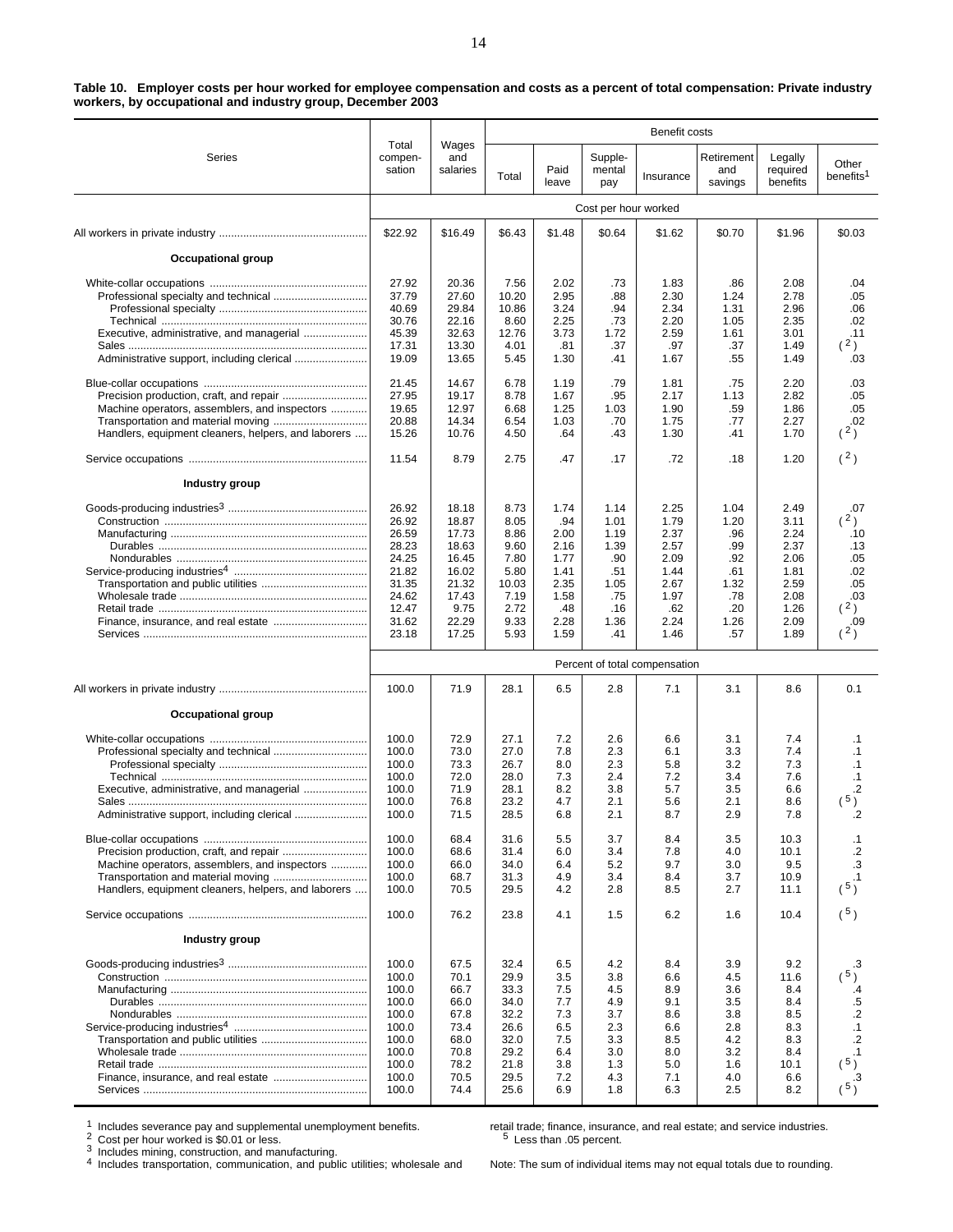**Table 10. Employer costs per hour worked for employee compensation and costs as a percent of total compensation: Private industry workers, by occupational and industry group, December 2003**

| Series | Total compensation | Wages and salaries | Benefit costs | | | | | | |
|---|---|---|---|---|---|---|---|---|---|
| | | | Total | Paid leave | Supplemental pay | Insurance | Retirement and savings | Legally required benefits | Other benefits[1] |
| | Cost per hour worked | | | | | | | | |
| All workers in private industry | $22.92 | $16.49 | $6.43 | $1.48 | $0.64 | $1.62 | $0.70 | $1.96 | $0.03 |
| **Occupational group** | | | | | | | | | |
| White-collar occupations | 27.92 | 20.36 | 7.56 | 2.02 | .73 | 1.83 | .86 | 2.08 | .04 |
| Professional specialty and technical | 37.79 | 27.60 | 10.20 | 2.95 | .88 | 2.30 | 1.24 | 2.78 | .05 |
| Professional specialty | 40.69 | 29.84 | 10.86 | 3.24 | .94 | 2.34 | 1.31 | 2.96 | .06 |
| Technical | 30.76 | 22.16 | 8.60 | 2.25 | .73 | 2.20 | 1.05 | 2.35 | .02 |
| Executive, administrative, and managerial | 45.39 | 32.63 | 12.76 | 3.73 | 1.72 | 2.59 | 1.61 | 3.01 | .11 |
| Sales | 17.31 | 13.30 | 4.01 | .81 | .37 | .97 | .37 | 1.49 | (2) |
| Administrative support, including clerical | 19.09 | 13.65 | 5.45 | 1.30 | .41 | 1.67 | .55 | 1.49 | .03 |
| Blue-collar occupations | 21.45 | 14.67 | 6.78 | 1.19 | .79 | 1.81 | .75 | 2.20 | .03 |
| Precision production, craft, and repair | 27.95 | 19.17 | 8.78 | 1.67 | .95 | 2.17 | 1.13 | 2.82 | .05 |
| Machine operators, assemblers, and inspectors | 19.65 | 12.97 | 6.68 | 1.25 | 1.03 | 1.90 | .59 | 1.86 | .05 |
| Transportation and material moving | 20.88 | 14.34 | 6.54 | 1.03 | .70 | 1.75 | .77 | 2.27 | .02 |
| Handlers, equipment cleaners, helpers, and laborers | 15.26 | 10.76 | 4.50 | .64 | .43 | 1.30 | .41 | 1.70 | (2) |
| Service occupations | 11.54 | 8.79 | 2.75 | .47 | .17 | .72 | .18 | 1.20 | (2) |
| **Industry group** | | | | | | | | | |
| Goods-producing industries[3] | 26.92 | 18.18 | 8.73 | 1.74 | 1.14 | 2.25 | 1.04 | 2.49 | .07 |
| Construction | 26.92 | 18.87 | 8.05 | .94 | 1.01 | 1.79 | 1.20 | 3.11 | (2) |
| Manufacturing | 26.59 | 17.73 | 8.86 | 2.00 | 1.19 | 2.37 | .96 | 2.24 | .10 |
| Durables | 28.23 | 18.63 | 9.60 | 2.16 | 1.39 | 2.57 | .99 | 2.37 | .13 |
| Nondurables | 24.25 | 16.45 | 7.80 | 1.77 | .90 | 2.09 | .92 | 2.06 | .05 |
| Service-producing industries[4] | 21.82 | 16.02 | 5.80 | 1.41 | .51 | 1.44 | .61 | 1.81 | .02 |
| Transportation and public utilities | 31.35 | 21.32 | 10.03 | 2.35 | 1.05 | 2.67 | 1.32 | 2.59 | .05 |
| Wholesale trade | 24.62 | 17.43 | 7.19 | 1.58 | .75 | 1.97 | .78 | 2.08 | .03 |
| Retail trade | 12.47 | 9.75 | 2.72 | .48 | .16 | .62 | .20 | 1.26 | (2) |
| Finance, insurance, and real estate | 31.62 | 22.29 | 9.33 | 2.28 | 1.36 | 2.24 | 1.26 | 2.09 | .09 |
| Services | 23.18 | 17.25 | 5.93 | 1.59 | .41 | 1.46 | .57 | 1.89 | (2) |
| | Percent of total compensation | | | | | | | | |
| All workers in private industry | 100.0 | 71.9 | 28.1 | 6.5 | 2.8 | 7.1 | 3.1 | 8.6 | 0.1 |
| **Occupational group** | | | | | | | | | |
| White-collar occupations | 100.0 | 72.9 | 27.1 | 7.2 | 2.6 | 6.6 | 3.1 | 7.4 | .1 |
| Professional specialty and technical | 100.0 | 73.0 | 27.0 | 7.8 | 2.3 | 6.1 | 3.3 | 7.4 | .1 |
| Professional specialty | 100.0 | 73.3 | 26.7 | 8.0 | 2.3 | 5.8 | 3.2 | 7.3 | .1 |
| Technical | 100.0 | 72.0 | 28.0 | 7.3 | 2.4 | 7.2 | 3.4 | 7.6 | .1 |
| Executive, administrative, and managerial | 100.0 | 71.9 | 28.1 | 8.2 | 3.8 | 5.7 | 3.5 | 6.6 | .2 |
| Sales | 100.0 | 76.8 | 23.2 | 4.7 | 2.1 | 5.6 | 2.1 | 8.6 | (5) |
| Administrative support, including clerical | 100.0 | 71.5 | 28.5 | 6.8 | 2.1 | 8.7 | 2.9 | 7.8 | .2 |
| Blue-collar occupations | 100.0 | 68.4 | 31.6 | 5.5 | 3.7 | 8.4 | 3.5 | 10.3 | .1 |
| Precision production, craft, and repair | 100.0 | 68.6 | 31.4 | 6.0 | 3.4 | 7.8 | 4.0 | 10.1 | .2 |
| Machine operators, assemblers, and inspectors | 100.0 | 66.0 | 34.0 | 6.4 | 5.2 | 9.7 | 3.0 | 9.5 | .3 |
| Transportation and material moving | 100.0 | 68.7 | 31.3 | 4.9 | 3.4 | 8.4 | 3.7 | 10.9 | .1 |
| Handlers, equipment cleaners, helpers, and laborers | 100.0 | 70.5 | 29.5 | 4.2 | 2.8 | 8.5 | 2.7 | 11.1 | (5) |
| Service occupations | 100.0 | 76.2 | 23.8 | 4.1 | 1.5 | 6.2 | 1.6 | 10.4 | (5) |
| **Industry group** | | | | | | | | | |
| Goods-producing industries[3] | 100.0 | 67.5 | 32.4 | 6.5 | 4.2 | 8.4 | 3.9 | 9.2 | .3 |
| Construction | 100.0 | 70.1 | 29.9 | 3.5 | 3.8 | 6.6 | 4.5 | 11.6 | (5) |
| Manufacturing | 100.0 | 66.7 | 33.3 | 7.5 | 4.5 | 8.9 | 3.6 | 8.4 | .4 |
| Durables | 100.0 | 66.0 | 34.0 | 7.7 | 4.9 | 9.1 | 3.5 | 8.4 | .5 |
| Nondurables | 100.0 | 67.8 | 32.2 | 7.3 | 3.7 | 8.6 | 3.8 | 8.5 | .2 |
| Service-producing industries[4] | 100.0 | 73.4 | 26.6 | 6.5 | 2.3 | 6.6 | 2.8 | 8.3 | .1 |
| Transportation and public utilities | 100.0 | 68.0 | 32.0 | 7.5 | 3.3 | 8.5 | 4.2 | 8.3 | .2 |
| Wholesale trade | 100.0 | 70.8 | 29.2 | 6.4 | 3.0 | 8.0 | 3.2 | 8.4 | .1 |
| Retail trade | 100.0 | 78.2 | 21.8 | 3.8 | 1.3 | 5.0 | 1.6 | 10.1 | (5) |
| Finance, insurance, and real estate | 100.0 | 70.5 | 29.5 | 7.2 | 4.3 | 7.1 | 4.0 | 6.6 | .3 |
| Services | 100.0 | 74.4 | 25.6 | 6.9 | 1.8 | 6.3 | 2.5 | 8.2 | (5) |

[1] Includes severance pay and supplemental unemployment benefits.
[2] Cost per hour worked is $0.01 or less.
[3] Includes mining, construction, and manufacturing.
[4] Includes transportation, communication, and public utilities; wholesale and retail trade; finance, insurance, and real estate; and service industries.
[5] Less than .05 percent.

Note: The sum of individual items may not equal totals due to rounding.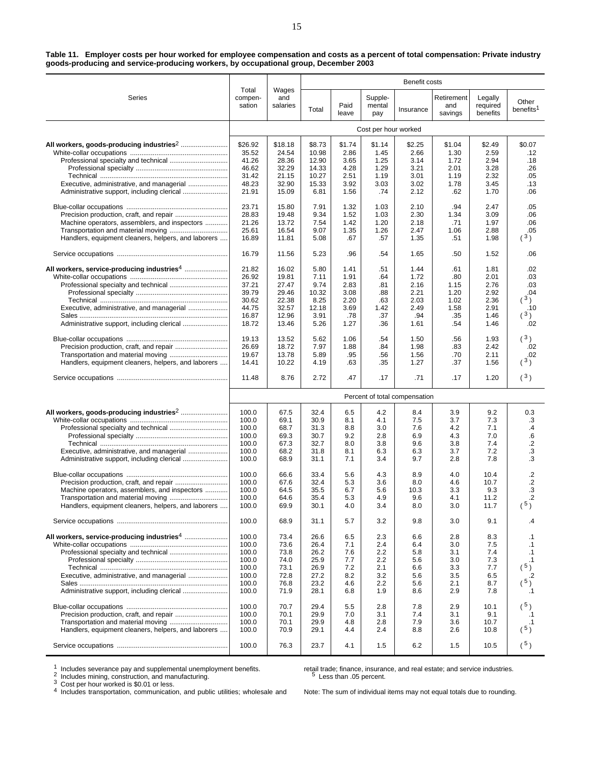**Table 11. Employer costs per hour worked for employee compensation and costs as a percent of total compensation: Private industry goods-producing and service-producing workers, by occupational group, December 2003**

| Series | Total compensation | Wages and salaries | Benefit costs | | | | | | |
|---|---|---|---|---|---|---|---|---|---|
| | | | Total | Paid leave | Supplemental pay | Insurance | Retirement and savings | Legally required benefits | Other benefits[1] |
| | Cost per hour worked | | | | | | | | |
| **All workers, goods-producing industries**[2] | $26.92 | $18.18 | $8.73 | $1.74 | $1.14 | $2.25 | $1.04 | $2.49 | $0.07 |
| White-collar occupations | 35.52 | 24.54 | 10.98 | 2.86 | 1.45 | 2.66 | 1.30 | 2.59 | .12 |
| Professional specialty and technical | 41.26 | 28.36 | 12.90 | 3.65 | 1.25 | 3.14 | 1.72 | 2.94 | .18 |
| Professional specialty | 46.62 | 32.29 | 14.33 | 4.28 | 1.29 | 3.21 | 2.01 | 3.28 | .26 |
| Technical | 31.42 | 21.15 | 10.27 | 2.51 | 1.19 | 3.01 | 1.19 | 2.32 | .05 |
| Executive, administrative, and managerial | 48.23 | 32.90 | 15.33 | 3.92 | 3.03 | 3.02 | 1.78 | 3.45 | .13 |
| Administrative support, including clerical | 21.91 | 15.09 | 6.81 | 1.56 | .74 | 2.12 | .62 | 1.70 | .06 |
| Blue-collar occupations | 23.71 | 15.80 | 7.91 | 1.32 | 1.03 | 2.10 | .94 | 2.47 | .05 |
| Precision production, craft, and repair | 28.83 | 19.48 | 9.34 | 1.52 | 1.03 | 2.30 | 1.34 | 3.09 | .06 |
| Machine operators, assemblers, and inspectors | 21.26 | 13.72 | 7.54 | 1.42 | 1.20 | 2.18 | .71 | 1.97 | .06 |
| Transportation and material moving | 25.61 | 16.54 | 9.07 | 1.35 | 1.26 | 2.47 | 1.06 | 2.88 | .05 |
| Handlers, equipment cleaners, helpers, and laborers | 16.89 | 11.81 | 5.08 | .67 | .57 | 1.35 | .51 | 1.98 | (3) |
| Service occupations | 16.79 | 11.56 | 5.23 | .96 | .54 | 1.65 | .50 | 1.52 | .06 |
| **All workers, service-producing industries**[4] | 21.82 | 16.02 | 5.80 | 1.41 | .51 | 1.44 | .61 | 1.81 | .02 |
| White-collar occupations | 26.92 | 19.81 | 7.11 | 1.91 | .64 | 1.72 | .80 | 2.01 | .03 |
| Professional specialty and technical | 37.21 | 27.47 | 9.74 | 2.83 | .81 | 2.16 | 1.15 | 2.76 | .03 |
| Professional specialty | 39.79 | 29.46 | 10.32 | 3.08 | .88 | 2.21 | 1.20 | 2.92 | .04 |
| Technical | 30.62 | 22.38 | 8.25 | 2.20 | .63 | 2.03 | 1.02 | 2.36 | (3) |
| Executive, administrative, and managerial | 44.75 | 32.57 | 12.18 | 3.69 | 1.42 | 2.49 | 1.58 | 2.91 | .10 |
| Sales | 16.87 | 12.96 | 3.91 | .78 | .37 | .94 | .35 | 1.46 | (3) |
| Administrative support, including clerical | 18.72 | 13.46 | 5.26 | 1.27 | .36 | 1.61 | .54 | 1.46 | .02 |
| Blue-collar occupations | 19.13 | 13.52 | 5.62 | 1.06 | .54 | 1.50 | .56 | 1.93 | (3) |
| Precision production, craft, and repair | 26.69 | 18.72 | 7.97 | 1.88 | .84 | 1.98 | .83 | 2.42 | .02 |
| Transportation and material moving | 19.67 | 13.78 | 5.89 | .95 | .56 | 1.56 | .70 | 2.11 | .02 |
| Handlers, equipment cleaners, helpers, and laborers | 14.41 | 10.22 | 4.19 | .63 | .35 | 1.27 | .37 | 1.56 | (3) |
| Service occupations | 11.48 | 8.76 | 2.72 | .47 | .17 | .71 | .17 | 1.20 | (3) |
| | Percent of total compensation | | | | | | | | |
| **All workers, goods-producing industries**[2] | 100.0 | 67.5 | 32.4 | 6.5 | 4.2 | 8.4 | 3.9 | 9.2 | 0.3 |
| White-collar occupations | 100.0 | 69.1 | 30.9 | 8.1 | 4.1 | 7.5 | 3.7 | 7.3 | .3 |
| Professional specialty and technical | 100.0 | 68.7 | 31.3 | 8.8 | 3.0 | 7.6 | 4.2 | 7.1 | .4 |
| Professional specialty | 100.0 | 69.3 | 30.7 | 9.2 | 2.8 | 6.9 | 4.3 | 7.0 | .6 |
| Technical | 100.0 | 67.3 | 32.7 | 8.0 | 3.8 | 9.6 | 3.8 | 7.4 | .2 |
| Executive, administrative, and managerial | 100.0 | 68.2 | 31.8 | 8.1 | 6.3 | 6.3 | 3.7 | 7.2 | .3 |
| Administrative support, including clerical | 100.0 | 68.9 | 31.1 | 7.1 | 3.4 | 9.7 | 2.8 | 7.8 | .3 |
| Blue-collar occupations | 100.0 | 66.6 | 33.4 | 5.6 | 4.3 | 8.9 | 4.0 | 10.4 | .2 |
| Precision production, craft, and repair | 100.0 | 67.6 | 32.4 | 5.3 | 3.6 | 8.0 | 4.6 | 10.7 | .2 |
| Machine operators, assemblers, and inspectors | 100.0 | 64.5 | 35.5 | 6.7 | 5.6 | 10.3 | 3.3 | 9.3 | .3 |
| Transportation and material moving | 100.0 | 64.6 | 35.4 | 5.3 | 4.9 | 9.6 | 4.1 | 11.2 | .2 |
| Handlers, equipment cleaners, helpers, and laborers | 100.0 | 69.9 | 30.1 | 4.0 | 3.4 | 8.0 | 3.0 | 11.7 | (5) |
| Service occupations | 100.0 | 68.9 | 31.1 | 5.7 | 3.2 | 9.8 | 3.0 | 9.1 | .4 |
| **All workers, service-producing industries**[4] | 100.0 | 73.4 | 26.6 | 6.5 | 2.3 | 6.6 | 2.8 | 8.3 | .1 |
| White-collar occupations | 100.0 | 73.6 | 26.4 | 7.1 | 2.4 | 6.4 | 3.0 | 7.5 | .1 |
| Professional specialty and technical | 100.0 | 73.8 | 26.2 | 7.6 | 2.2 | 5.8 | 3.1 | 7.4 | .1 |
| Professional specialty | 100.0 | 74.0 | 25.9 | 7.7 | 2.2 | 5.6 | 3.0 | 7.3 | .1 |
| Technical | 100.0 | 73.1 | 26.9 | 7.2 | 2.1 | 6.6 | 3.3 | 7.7 | (5) |
| Executive, administrative, and managerial | 100.0 | 72.8 | 27.2 | 8.2 | 3.2 | 5.6 | 3.5 | 6.5 | .2 |
| Sales | 100.0 | 76.8 | 23.2 | 4.6 | 2.2 | 5.6 | 2.1 | 8.7 | (5) |
| Administrative support, including clerical | 100.0 | 71.9 | 28.1 | 6.8 | 1.9 | 8.6 | 2.9 | 7.8 | .1 |
| Blue-collar occupations | 100.0 | 70.7 | 29.4 | 5.5 | 2.8 | 7.8 | 2.9 | 10.1 | (5) |
| Precision production, craft, and repair | 100.0 | 70.1 | 29.9 | 7.0 | 3.1 | 7.4 | 3.1 | 9.1 | .1 |
| Transportation and material moving | 100.0 | 70.1 | 29.9 | 4.8 | 2.8 | 7.9 | 3.6 | 10.7 | .1 |
| Handlers, equipment cleaners, helpers, and laborers | 100.0 | 70.9 | 29.1 | 4.4 | 2.4 | 8.8 | 2.6 | 10.8 | (5) |
| Service occupations | 100.0 | 76.3 | 23.7 | 4.1 | 1.5 | 6.2 | 1.5 | 10.5 | (5) |

[1] Includes severance pay and supplemental unemployment benefits.
[2] Includes mining, construction, and manufacturing.
[3] Cost per hour worked is $0.01 or less.
[4] Includes transportation, communication, and public utilities; wholesale and retail trade; finance, insurance, and real estate; and service industries.
[5] Less than .05 percent.

Note: The sum of individual items may not equal totals due to rounding.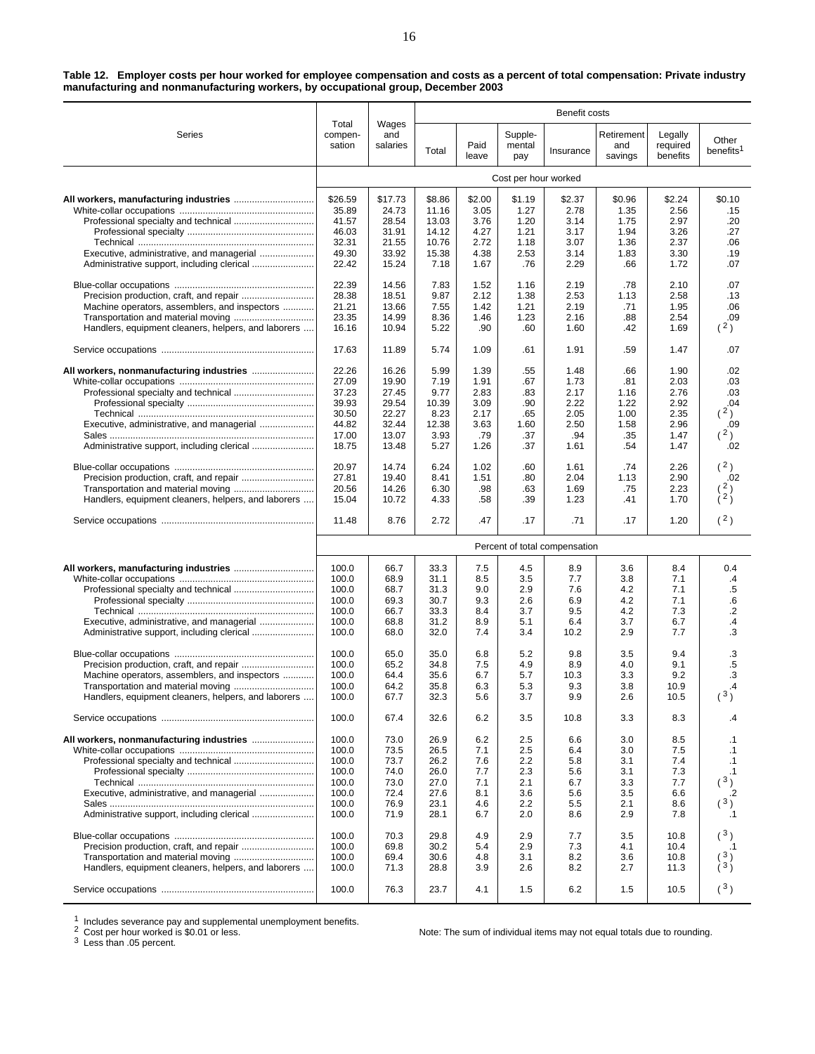**Table 12. Employer costs per hour worked for employee compensation and costs as a percent of total compensation: Private industry manufacturing and nonmanufacturing workers, by occupational group, December 2003**

| Series | Total compen-sation | Wages and salaries | Benefit costs | | | | | | |
|---|---|---|---|---|---|---|---|---|---|
| | | | Total | Paid leave | Supple-mental pay | Insurance | Retirement and savings | Legally required benefits | Other benefits[1] |
| | **Cost per hour worked** | | | | | | | | |
| **All workers, manufacturing industries** | $26.59 | $17.73 | $8.86 | $2.00 | $1.19 | $2.37 | $0.96 | $2.24 | $0.10 |
| White-collar occupations | 35.89 | 24.73 | 11.16 | 3.05 | 1.27 | 2.78 | 1.35 | 2.56 | .15 |
| Professional specialty and technical | 41.57 | 28.54 | 13.03 | 3.76 | 1.20 | 3.14 | 1.75 | 2.97 | .20 |
| Professional specialty | 46.03 | 31.91 | 14.12 | 4.27 | 1.21 | 3.17 | 1.94 | 3.26 | .27 |
| Technical | 32.31 | 21.55 | 10.76 | 2.72 | 1.18 | 3.07 | 1.36 | 2.37 | .06 |
| Executive, administrative, and managerial | 49.30 | 33.92 | 15.38 | 4.38 | 2.53 | 3.14 | 1.83 | 3.30 | .19 |
| Administrative support, including clerical | 22.42 | 15.24 | 7.18 | 1.67 | .76 | 2.29 | .66 | 1.72 | .07 |
| Blue-collar occupations | 22.39 | 14.56 | 7.83 | 1.52 | 1.16 | 2.19 | .78 | 2.10 | .07 |
| Precision production, craft, and repair | 28.38 | 18.51 | 9.87 | 2.12 | 1.38 | 2.53 | 1.13 | 2.58 | .13 |
| Machine operators, assemblers, and inspectors | 21.21 | 13.66 | 7.55 | 1.42 | 1.21 | 2.19 | .71 | 1.95 | .06 |
| Transportation and material moving | 23.35 | 14.99 | 8.36 | 1.46 | 1.23 | 2.16 | .88 | 2.54 | .09 |
| Handlers, equipment cleaners, helpers, and laborers | 16.16 | 10.94 | 5.22 | .90 | .60 | 1.60 | .42 | 1.69 | (2) |
| Service occupations | 17.63 | 11.89 | 5.74 | 1.09 | .61 | 1.91 | .59 | 1.47 | .07 |
| **All workers, nonmanufacturing industries** | 22.26 | 16.26 | 5.99 | 1.39 | .55 | 1.48 | .66 | 1.90 | .02 |
| White-collar occupations | 27.09 | 19.90 | 7.19 | 1.91 | .67 | 1.73 | .81 | 2.03 | .03 |
| Professional specialty and technical | 37.23 | 27.45 | 9.77 | 2.83 | .83 | 2.17 | 1.16 | 2.76 | .03 |
| Professional specialty | 39.93 | 29.54 | 10.39 | 3.09 | .90 | 2.22 | 1.22 | 2.92 | .04 |
| Technical | 30.50 | 22.27 | 8.23 | 2.17 | .65 | 2.05 | 1.00 | 2.35 | (2) |
| Executive, administrative, and managerial | 44.82 | 32.44 | 12.38 | 3.63 | 1.60 | 2.50 | 1.58 | 2.96 | .09 |
| Sales | 17.00 | 13.07 | 3.93 | .79 | .37 | .94 | .35 | 1.47 | (2) |
| Administrative support, including clerical | 18.75 | 13.48 | 5.27 | 1.26 | .37 | 1.61 | .54 | 1.47 | .02 |
| Blue-collar occupations | 20.97 | 14.74 | 6.24 | 1.02 | .60 | 1.61 | .74 | 2.26 | (2) |
| Precision production, craft, and repair | 27.81 | 19.40 | 8.41 | 1.51 | .80 | 2.04 | 1.13 | 2.90 | .02 |
| Transportation and material moving | 20.56 | 14.26 | 6.30 | .98 | .63 | 1.69 | .75 | 2.23 | (2) |
| Handlers, equipment cleaners, helpers, and laborers | 15.04 | 10.72 | 4.33 | .58 | .39 | 1.23 | .41 | 1.70 | (2) |
| Service occupations | 11.48 | 8.76 | 2.72 | .47 | .17 | .71 | .17 | 1.20 | (2) |
| | **Percent of total compensation** | | | | | | | | |
| **All workers, manufacturing industries** | 100.0 | 66.7 | 33.3 | 7.5 | 4.5 | 8.9 | 3.6 | 8.4 | 0.4 |
| White-collar occupations | 100.0 | 68.9 | 31.1 | 8.5 | 3.5 | 7.7 | 3.8 | 7.1 | .4 |
| Professional specialty and technical | 100.0 | 68.7 | 31.3 | 9.0 | 2.9 | 7.6 | 4.2 | 7.1 | .5 |
| Professional specialty | 100.0 | 69.3 | 30.7 | 9.3 | 2.6 | 6.9 | 4.2 | 7.1 | .6 |
| Technical | 100.0 | 66.7 | 33.3 | 8.4 | 3.7 | 9.5 | 4.2 | 7.3 | .2 |
| Executive, administrative, and managerial | 100.0 | 68.8 | 31.2 | 8.9 | 5.1 | 6.4 | 3.7 | 6.7 | .4 |
| Administrative support, including clerical | 100.0 | 68.0 | 32.0 | 7.4 | 3.4 | 10.2 | 2.9 | 7.7 | .3 |
| Blue-collar occupations | 100.0 | 65.0 | 35.0 | 6.8 | 5.2 | 9.8 | 3.5 | 9.4 | .3 |
| Precision production, craft, and repair | 100.0 | 65.2 | 34.8 | 7.5 | 4.9 | 8.9 | 4.0 | 9.1 | .5 |
| Machine operators, assemblers, and inspectors | 100.0 | 64.4 | 35.6 | 6.7 | 5.7 | 10.3 | 3.3 | 9.2 | .3 |
| Transportation and material moving | 100.0 | 64.2 | 35.8 | 6.3 | 5.3 | 9.3 | 3.8 | 10.9 | .4 |
| Handlers, equipment cleaners, helpers, and laborers | 100.0 | 67.7 | 32.3 | 5.6 | 3.7 | 9.9 | 2.6 | 10.5 | (3) |
| Service occupations | 100.0 | 67.4 | 32.6 | 6.2 | 3.5 | 10.8 | 3.3 | 8.3 | .4 |
| **All workers, nonmanufacturing industries** | 100.0 | 73.0 | 26.9 | 6.2 | 2.5 | 6.6 | 3.0 | 8.5 | .1 |
| White-collar occupations | 100.0 | 73.5 | 26.5 | 7.1 | 2.5 | 6.4 | 3.0 | 7.5 | .1 |
| Professional specialty and technical | 100.0 | 73.7 | 26.2 | 7.6 | 2.2 | 5.8 | 3.1 | 7.4 | .1 |
| Professional specialty | 100.0 | 74.0 | 26.0 | 7.7 | 2.3 | 5.6 | 3.1 | 7.3 | .1 |
| Technical | 100.0 | 73.0 | 27.0 | 7.1 | 2.1 | 6.7 | 3.3 | 7.7 | (3) |
| Executive, administrative, and managerial | 100.0 | 72.4 | 27.6 | 8.1 | 3.6 | 5.6 | 3.5 | 6.6 | .2 |
| Sales | 100.0 | 76.9 | 23.1 | 4.6 | 2.2 | 5.5 | 2.1 | 8.6 | (3) |
| Administrative support, including clerical | 100.0 | 71.9 | 28.1 | 6.7 | 2.0 | 8.6 | 2.9 | 7.8 | .1 |
| Blue-collar occupations | 100.0 | 70.3 | 29.8 | 4.9 | 2.9 | 7.7 | 3.5 | 10.8 | (3) |
| Precision production, craft, and repair | 100.0 | 69.8 | 30.2 | 5.4 | 2.9 | 7.3 | 4.1 | 10.4 | .1 |
| Transportation and material moving | 100.0 | 69.4 | 30.6 | 4.8 | 3.1 | 8.2 | 3.6 | 10.8 | (3) |
| Handlers, equipment cleaners, helpers, and laborers | 100.0 | 71.3 | 28.8 | 3.9 | 2.6 | 8.2 | 2.7 | 11.3 | (3) |
| Service occupations | 100.0 | 76.3 | 23.7 | 4.1 | 1.5 | 6.2 | 1.5 | 10.5 | (3) |

[1] Includes severance pay and supplemental unemployment benefits.
[2] Cost per hour worked is $0.01 or less.
[3] Less than .05 percent.

Note: The sum of individual items may not equal totals due to rounding.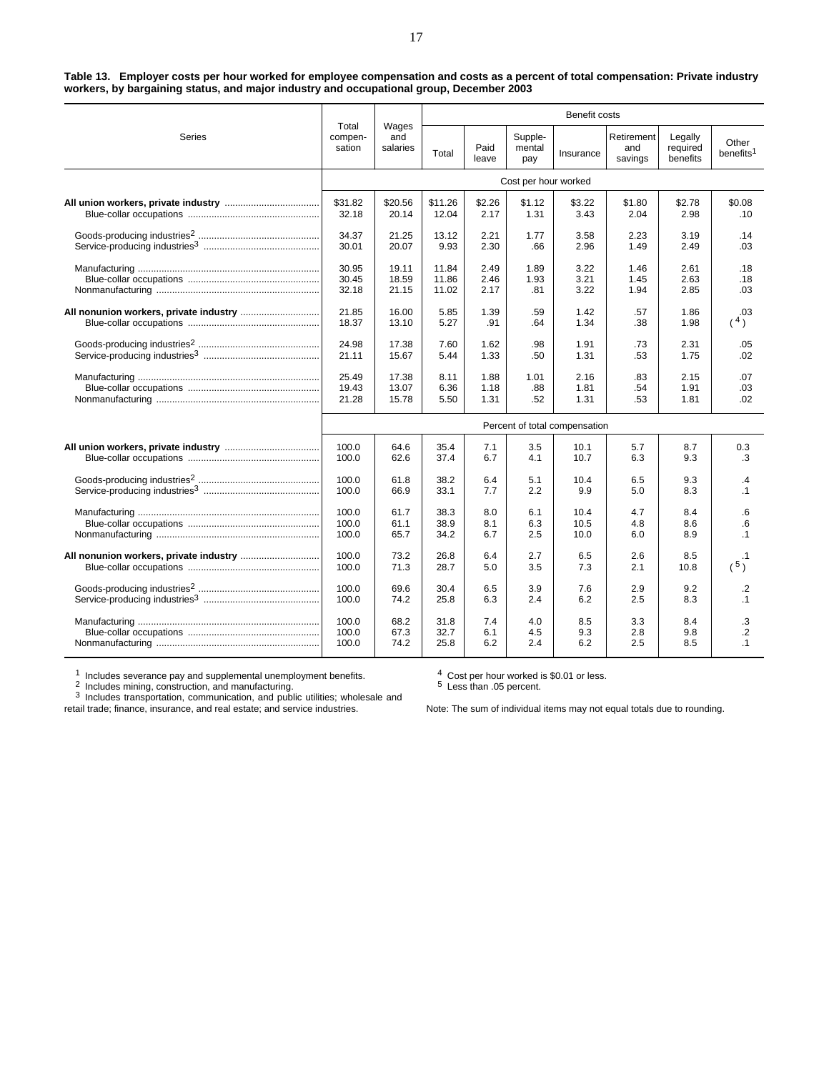**Table 13. Employer costs per hour worked for employee compensation and costs as a percent of total compensation: Private industry workers, by bargaining status, and major industry and occupational group, December 2003**

| Series | Total compen-sation | Wages and salaries | Benefit costs | | | | | | |
|---|---|---|---|---|---|---|---|---|---|
| | | | Total | Paid leave | Supple-mental pay | Insurance | Retirement and savings | Legally required benefits | Other benefits[1] |
| | Cost per hour worked | | | | | | | | |
| **All union workers, private industry** | $31.82 | $20.56 | $11.26 | $2.26 | $1.12 | $3.22 | $1.80 | $2.78 | $0.08 |
| Blue-collar occupations | 32.18 | 20.14 | 12.04 | 2.17 | 1.31 | 3.43 | 2.04 | 2.98 | .10 |
| Goods-producing industries[2] | 34.37 | 21.25 | 13.12 | 2.21 | 1.77 | 3.58 | 2.23 | 3.19 | .14 |
| Service-producing industries[3] | 30.01 | 20.07 | 9.93 | 2.30 | .66 | 2.96 | 1.49 | 2.49 | .03 |
| Manufacturing | 30.95 | 19.11 | 11.84 | 2.49 | 1.89 | 3.22 | 1.46 | 2.61 | .18 |
| Blue-collar occupations | 30.45 | 18.59 | 11.86 | 2.46 | 1.93 | 3.21 | 1.45 | 2.63 | .18 |
| Nonmanufacturing | 32.18 | 21.15 | 11.02 | 2.17 | .81 | 3.22 | 1.94 | 2.85 | .03 |
| **All nonunion workers, private industry** | 21.85 | 16.00 | 5.85 | 1.39 | .59 | 1.42 | .57 | 1.86 | .03 |
| Blue-collar occupations | 18.37 | 13.10 | 5.27 | .91 | .64 | 1.34 | .38 | 1.98 | (4) |
| Goods-producing industries[2] | 24.98 | 17.38 | 7.60 | 1.62 | .98 | 1.91 | .73 | 2.31 | .05 |
| Service-producing industries[3] | 21.11 | 15.67 | 5.44 | 1.33 | .50 | 1.31 | .53 | 1.75 | .02 |
| Manufacturing | 25.49 | 17.38 | 8.11 | 1.88 | 1.01 | 2.16 | .83 | 2.15 | .07 |
| Blue-collar occupations | 19.43 | 13.07 | 6.36 | 1.18 | .88 | 1.81 | .54 | 1.91 | .03 |
| Nonmanufacturing | 21.28 | 15.78 | 5.50 | 1.31 | .52 | 1.31 | .53 | 1.81 | .02 |
| | Percent of total compensation | | | | | | | | |
| **All union workers, private industry** | 100.0 | 64.6 | 35.4 | 7.1 | 3.5 | 10.1 | 5.7 | 8.7 | 0.3 |
| Blue-collar occupations | 100.0 | 62.6 | 37.4 | 6.7 | 4.1 | 10.7 | 6.3 | 9.3 | .3 |
| Goods-producing industries[2] | 100.0 | 61.8 | 38.2 | 6.4 | 5.1 | 10.4 | 6.5 | 9.3 | .4 |
| Service-producing industries[3] | 100.0 | 66.9 | 33.1 | 7.7 | 2.2 | 9.9 | 5.0 | 8.3 | .1 |
| Manufacturing | 100.0 | 61.7 | 38.3 | 8.0 | 6.1 | 10.4 | 4.7 | 8.4 | .6 |
| Blue-collar occupations | 100.0 | 61.1 | 38.9 | 8.1 | 6.3 | 10.5 | 4.8 | 8.6 | .6 |
| Nonmanufacturing | 100.0 | 65.7 | 34.2 | 6.7 | 2.5 | 10.0 | 6.0 | 8.9 | .1 |
| **All nonunion workers, private industry** | 100.0 | 73.2 | 26.8 | 6.4 | 2.7 | 6.5 | 2.6 | 8.5 | .1 |
| Blue-collar occupations | 100.0 | 71.3 | 28.7 | 5.0 | 3.5 | 7.3 | 2.1 | 10.8 | (5) |
| Goods-producing industries[2] | 100.0 | 69.6 | 30.4 | 6.5 | 3.9 | 7.6 | 2.9 | 9.2 | .2 |
| Service-producing industries[3] | 100.0 | 74.2 | 25.8 | 6.3 | 2.4 | 6.2 | 2.5 | 8.3 | .1 |
| Manufacturing | 100.0 | 68.2 | 31.8 | 7.4 | 4.0 | 8.5 | 3.3 | 8.4 | .3 |
| Blue-collar occupations | 100.0 | 67.3 | 32.7 | 6.1 | 4.5 | 9.3 | 2.8 | 9.8 | .2 |
| Nonmanufacturing | 100.0 | 74.2 | 25.8 | 6.2 | 2.4 | 6.2 | 2.5 | 8.5 | .1 |

[1] Includes severance pay and supplemental unemployment benefits.
[2] Includes mining, construction, and manufacturing.
[3] Includes transportation, communication, and public utilities; wholesale and retail trade; finance, insurance, and real estate; and service industries.
[4] Cost per hour worked is $0.01 or less.
[5] Less than .05 percent.

Note: The sum of individual items may not equal totals due to rounding.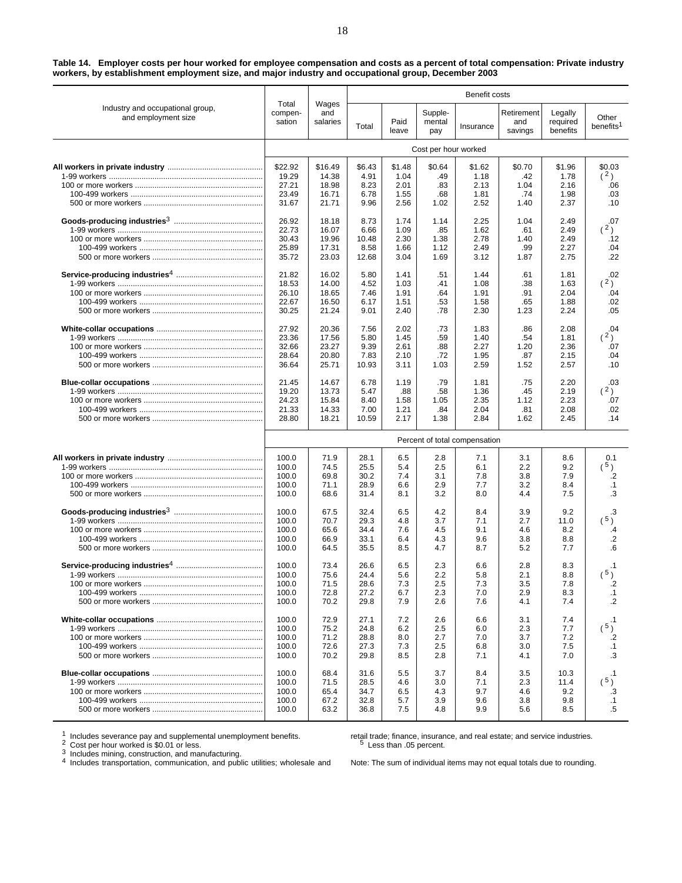**Table 14. Employer costs per hour worked for employee compensation and costs as a percent of total compensation: Private industry workers, by establishment employment size, and major industry and occupational group, December 2003**

| Industry and occupational group, and employment size | Total compen-sation | Wages and salaries | Benefit costs | | | | | | |
|---|---|---|---|---|---|---|---|---|---|
| | | | Total | Paid leave | Supple-mental pay | Insurance | Retirement and savings | Legally required benefits | Other benefits[1] |
| | Cost per hour worked | | | | | | | | |
| **All workers in private industry** | $22.92 | $16.49 | $6.43 | $1.48 | $0.64 | $1.62 | $0.70 | $1.96 | $0.03 |
| 1-99 workers | 19.29 | 14.38 | 4.91 | 1.04 | .49 | 1.18 | .42 | 1.78 | (2) |
| 100 or more workers | 27.21 | 18.98 | 8.23 | 2.01 | .83 | 2.13 | 1.04 | 2.16 | .06 |
| 100-499 workers | 23.49 | 16.71 | 6.78 | 1.55 | .68 | 1.81 | .74 | 1.98 | .03 |
| 500 or more workers | 31.67 | 21.71 | 9.96 | 2.56 | 1.02 | 2.52 | 1.40 | 2.37 | .10 |
| **Goods-producing industries**[3] | 26.92 | 18.18 | 8.73 | 1.74 | 1.14 | 2.25 | 1.04 | 2.49 | .07 |
| 1-99 workers | 22.73 | 16.07 | 6.66 | 1.09 | .85 | 1.62 | .61 | 2.49 | (2) |
| 100 or more workers | 30.43 | 19.96 | 10.48 | 2.30 | 1.38 | 2.78 | 1.40 | 2.49 | .12 |
| 100-499 workers | 25.89 | 17.31 | 8.58 | 1.66 | 1.12 | 2.49 | .99 | 2.27 | .04 |
| 500 or more workers | 35.72 | 23.03 | 12.68 | 3.04 | 1.69 | 3.12 | 1.87 | 2.75 | .22 |
| **Service-producing industries**[4] | 21.82 | 16.02 | 5.80 | 1.41 | .51 | 1.44 | .61 | 1.81 | .02 |
| 1-99 workers | 18.53 | 14.00 | 4.52 | 1.03 | .41 | 1.08 | .38 | 1.63 | (2) |
| 100 or more workers | 26.10 | 18.65 | 7.46 | 1.91 | .64 | 1.91 | .91 | 2.04 | .04 |
| 100-499 workers | 22.67 | 16.50 | 6.17 | 1.51 | .53 | 1.58 | .65 | 1.88 | .02 |
| 500 or more workers | 30.25 | 21.24 | 9.01 | 2.40 | .78 | 2.30 | 1.23 | 2.24 | .05 |
| **White-collar occupations** | 27.92 | 20.36 | 7.56 | 2.02 | .73 | 1.83 | .86 | 2.08 | .04 |
| 1-99 workers | 23.36 | 17.56 | 5.80 | 1.45 | .59 | 1.40 | .54 | 1.81 | (2) |
| 100 or more workers | 32.66 | 23.27 | 9.39 | 2.61 | .88 | 2.27 | 1.20 | 2.36 | .07 |
| 100-499 workers | 28.64 | 20.80 | 7.83 | 2.10 | .72 | 1.95 | .87 | 2.15 | .04 |
| 500 or more workers | 36.64 | 25.71 | 10.93 | 3.11 | 1.03 | 2.59 | 1.52 | 2.57 | .10 |
| **Blue-collar occupations** | 21.45 | 14.67 | 6.78 | 1.19 | .79 | 1.81 | .75 | 2.20 | .03 |
| 1-99 workers | 19.20 | 13.73 | 5.47 | .88 | .58 | 1.36 | .45 | 2.19 | (2) |
| 100 or more workers | 24.23 | 15.84 | 8.40 | 1.58 | 1.05 | 2.35 | 1.12 | 2.23 | .07 |
| 100-499 workers | 21.33 | 14.33 | 7.00 | 1.21 | .84 | 2.04 | .81 | 2.08 | .02 |
| 500 or more workers | 28.80 | 18.21 | 10.59 | 2.17 | 1.38 | 2.84 | 1.62 | 2.45 | .14 |
| | Percent of total compensation | | | | | | | | |
| **All workers in private industry** | 100.0 | 71.9 | 28.1 | 6.5 | 2.8 | 7.1 | 3.1 | 8.6 | 0.1 |
| 1-99 workers | 100.0 | 74.5 | 25.5 | 5.4 | 2.5 | 6.1 | 2.2 | 9.2 | (5) |
| 100 or more workers | 100.0 | 69.8 | 30.2 | 7.4 | 3.1 | 7.8 | 3.8 | 7.9 | .2 |
| 100-499 workers | 100.0 | 71.1 | 28.9 | 6.6 | 2.9 | 7.7 | 3.2 | 8.4 | .1 |
| 500 or more workers | 100.0 | 68.6 | 31.4 | 8.1 | 3.2 | 8.0 | 4.4 | 7.5 | .3 |
| **Goods-producing industries**[3] | 100.0 | 67.5 | 32.4 | 6.5 | 4.2 | 8.4 | 3.9 | 9.2 | .3 |
| 1-99 workers | 100.0 | 70.7 | 29.3 | 4.8 | 3.7 | 7.1 | 2.7 | 11.0 | (5) |
| 100 or more workers | 100.0 | 65.6 | 34.4 | 7.6 | 4.5 | 9.1 | 4.6 | 8.2 | .4 |
| 100-499 workers | 100.0 | 66.9 | 33.1 | 6.4 | 4.3 | 9.6 | 3.8 | 8.8 | .2 |
| 500 or more workers | 100.0 | 64.5 | 35.5 | 8.5 | 4.7 | 8.7 | 5.2 | 7.7 | .6 |
| **Service-producing industries**[4] | 100.0 | 73.4 | 26.6 | 6.5 | 2.3 | 6.6 | 2.8 | 8.3 | .1 |
| 1-99 workers | 100.0 | 75.6 | 24.4 | 5.6 | 2.2 | 5.8 | 2.1 | 8.8 | (5) |
| 100 or more workers | 100.0 | 71.5 | 28.6 | 7.3 | 2.5 | 7.3 | 3.5 | 7.8 | .2 |
| 100-499 workers | 100.0 | 72.8 | 27.2 | 6.7 | 2.3 | 7.0 | 2.9 | 8.3 | .1 |
| 500 or more workers | 100.0 | 70.2 | 29.8 | 7.9 | 2.6 | 7.6 | 4.1 | 7.4 | .2 |
| **White-collar occupations** | 100.0 | 72.9 | 27.1 | 7.2 | 2.6 | 6.6 | 3.1 | 7.4 | .1 |
| 1-99 workers | 100.0 | 75.2 | 24.8 | 6.2 | 2.5 | 6.0 | 2.3 | 7.7 | (5) |
| 100 or more workers | 100.0 | 71.2 | 28.8 | 8.0 | 2.7 | 7.0 | 3.7 | 7.2 | .2 |
| 100-499 workers | 100.0 | 72.6 | 27.3 | 7.3 | 2.5 | 6.8 | 3.0 | 7.5 | .1 |
| 500 or more workers | 100.0 | 70.2 | 29.8 | 8.5 | 2.8 | 7.1 | 4.1 | 7.0 | .3 |
| **Blue-collar occupations** | 100.0 | 68.4 | 31.6 | 5.5 | 3.7 | 8.4 | 3.5 | 10.3 | .1 |
| 1-99 workers | 100.0 | 71.5 | 28.5 | 4.6 | 3.0 | 7.1 | 2.3 | 11.4 | (5) |
| 100 or more workers | 100.0 | 65.4 | 34.7 | 6.5 | 4.3 | 9.7 | 4.6 | 9.2 | .3 |
| 100-499 workers | 100.0 | 67.2 | 32.8 | 5.7 | 3.9 | 9.6 | 3.8 | 9.8 | .1 |
| 500 or more workers | 100.0 | 63.2 | 36.8 | 7.5 | 4.8 | 9.9 | 5.6 | 8.5 | .5 |

[1] Includes severance pay and supplemental unemployment benefits.
[2] Cost per hour worked is $0.01 or less.
[3] Includes mining, construction, and manufacturing.
[4] Includes transportation, communication, and public utilities; wholesale and retail trade; finance, insurance, and real estate; and service industries.
[5] Less than .05 percent.

Note: The sum of individual items may not equal totals due to rounding.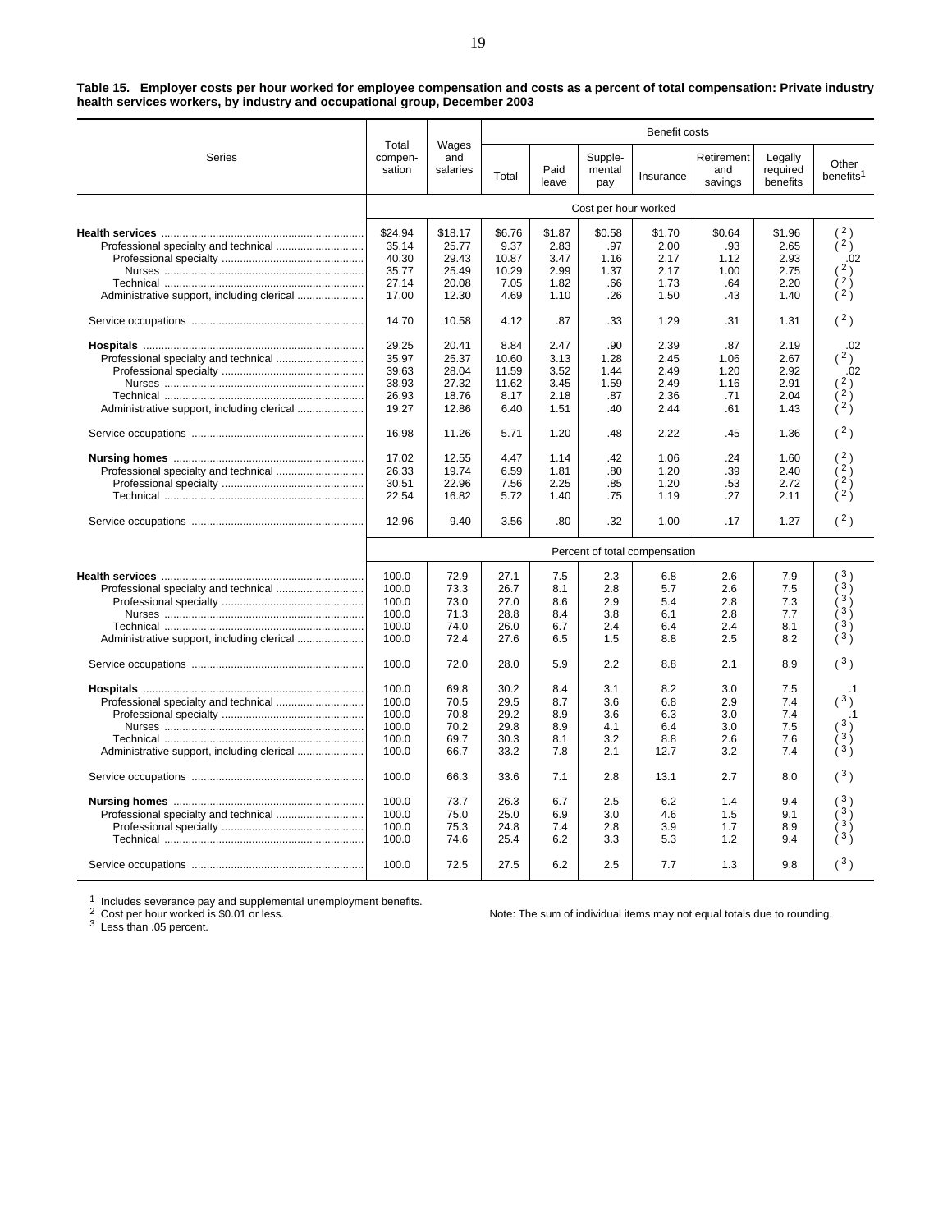**Table 15. Employer costs per hour worked for employee compensation and costs as a percent of total compensation: Private industry health services workers, by industry and occupational group, December 2003**

| Series | Total compen-sation | Wages and salaries | Benefit costs | | | | | | |
|---|---|---|---|---|---|---|---|---|---|
| | | | Total | Paid leave | Supple-mental pay | Insurance | Retirement and savings | Legally required benefits | Other benefits[1] |
| | Cost per hour worked | | | | | | | | |
| **Health services** | $24.94 | $18.17 | $6.76 | $1.87 | $0.58 | $1.70 | $0.64 | $1.96 | (2) |
| Professional specialty and technical | 35.14 | 25.77 | 9.37 | 2.83 | .97 | 2.00 | .93 | 2.65 | (2) |
| Professional specialty | 40.30 | 29.43 | 10.87 | 3.47 | 1.16 | 2.17 | 1.12 | 2.93 | .02 |
| Nurses | 35.77 | 25.49 | 10.29 | 2.99 | 1.37 | 2.17 | 1.00 | 2.75 | (2) |
| Technical | 27.14 | 20.08 | 7.05 | 1.82 | .66 | 1.73 | .64 | 2.20 | (2) |
| Administrative support, including clerical | 17.00 | 12.30 | 4.69 | 1.10 | .26 | 1.50 | .43 | 1.40 | (2) |
| Service occupations | 14.70 | 10.58 | 4.12 | .87 | .33 | 1.29 | .31 | 1.31 | (2) |
| **Hospitals** | 29.25 | 20.41 | 8.84 | 2.47 | .90 | 2.39 | .87 | 2.19 | .02 |
| Professional specialty and technical | 35.97 | 25.37 | 10.60 | 3.13 | 1.28 | 2.45 | 1.06 | 2.67 | (2) |
| Professional specialty | 39.63 | 28.04 | 11.59 | 3.52 | 1.44 | 2.49 | 1.20 | 2.92 | .02 |
| Nurses | 38.93 | 27.32 | 11.62 | 3.45 | 1.59 | 2.49 | 1.16 | 2.91 | (2) |
| Technical | 26.93 | 18.76 | 8.17 | 2.18 | .87 | 2.36 | .71 | 2.04 | (2) |
| Administrative support, including clerical | 19.27 | 12.86 | 6.40 | 1.51 | .40 | 2.44 | .61 | 1.43 | (2) |
| Service occupations | 16.98 | 11.26 | 5.71 | 1.20 | .48 | 2.22 | .45 | 1.36 | (2) |
| **Nursing homes** | 17.02 | 12.55 | 4.47 | 1.14 | .42 | 1.06 | .24 | 1.60 | (2) |
| Professional specialty and technical | 26.33 | 19.74 | 6.59 | 1.81 | .80 | 1.20 | .39 | 2.40 | (2) |
| Professional specialty | 30.51 | 22.96 | 7.56 | 2.25 | .85 | 1.20 | .53 | 2.72 | (2) |
| Technical | 22.54 | 16.82 | 5.72 | 1.40 | .75 | 1.19 | .27 | 2.11 | (2) |
| Service occupations | 12.96 | 9.40 | 3.56 | .80 | .32 | 1.00 | .17 | 1.27 | (2) |
| | Percent of total compensation | | | | | | | | |
| **Health services** | 100.0 | 72.9 | 27.1 | 7.5 | 2.3 | 6.8 | 2.6 | 7.9 | (3) |
| Professional specialty and technical | 100.0 | 73.3 | 26.7 | 8.1 | 2.8 | 5.7 | 2.6 | 7.5 | (3) |
| Professional specialty | 100.0 | 73.0 | 27.0 | 8.6 | 2.9 | 5.4 | 2.8 | 7.3 | (3) |
| Nurses | 100.0 | 71.3 | 28.8 | 8.4 | 3.8 | 6.1 | 2.8 | 7.7 | (3) |
| Technical | 100.0 | 74.0 | 26.0 | 6.7 | 2.4 | 6.4 | 2.4 | 8.1 | (3) |
| Administrative support, including clerical | 100.0 | 72.4 | 27.6 | 6.5 | 1.5 | 8.8 | 2.5 | 8.2 | (3) |
| Service occupations | 100.0 | 72.0 | 28.0 | 5.9 | 2.2 | 8.8 | 2.1 | 8.9 | (3) |
| **Hospitals** | 100.0 | 69.8 | 30.2 | 8.4 | 3.1 | 8.2 | 3.0 | 7.5 | .1 |
| Professional specialty and technical | 100.0 | 70.5 | 29.5 | 8.7 | 3.6 | 6.8 | 2.9 | 7.4 | (3) |
| Professional specialty | 100.0 | 70.8 | 29.2 | 8.9 | 3.6 | 6.3 | 3.0 | 7.4 | .1 |
| Nurses | 100.0 | 70.2 | 29.8 | 8.9 | 4.1 | 6.4 | 3.0 | 7.5 | (3) |
| Technical | 100.0 | 69.7 | 30.3 | 8.1 | 3.2 | 8.8 | 2.6 | 7.6 | (3) |
| Administrative support, including clerical | 100.0 | 66.7 | 33.2 | 7.8 | 2.1 | 12.7 | 3.2 | 7.4 | (3) |
| Service occupations | 100.0 | 66.3 | 33.6 | 7.1 | 2.8 | 13.1 | 2.7 | 8.0 | (3) |
| **Nursing homes** | 100.0 | 73.7 | 26.3 | 6.7 | 2.5 | 6.2 | 1.4 | 9.4 | (3) |
| Professional specialty and technical | 100.0 | 75.0 | 25.0 | 6.9 | 3.0 | 4.6 | 1.5 | 9.1 | (3) |
| Professional specialty | 100.0 | 75.3 | 24.8 | 7.4 | 2.8 | 3.9 | 1.7 | 8.9 | (3) |
| Technical | 100.0 | 74.6 | 25.4 | 6.2 | 3.3 | 5.3 | 1.2 | 9.4 | (3) |
| Service occupations | 100.0 | 72.5 | 27.5 | 6.2 | 2.5 | 7.7 | 1.3 | 9.8 | (3) |

[1] Includes severance pay and supplemental unemployment benefits.
[2] Cost per hour worked is $0.01 or less.
[3] Less than .05 percent.

Note: The sum of individual items may not equal totals due to rounding.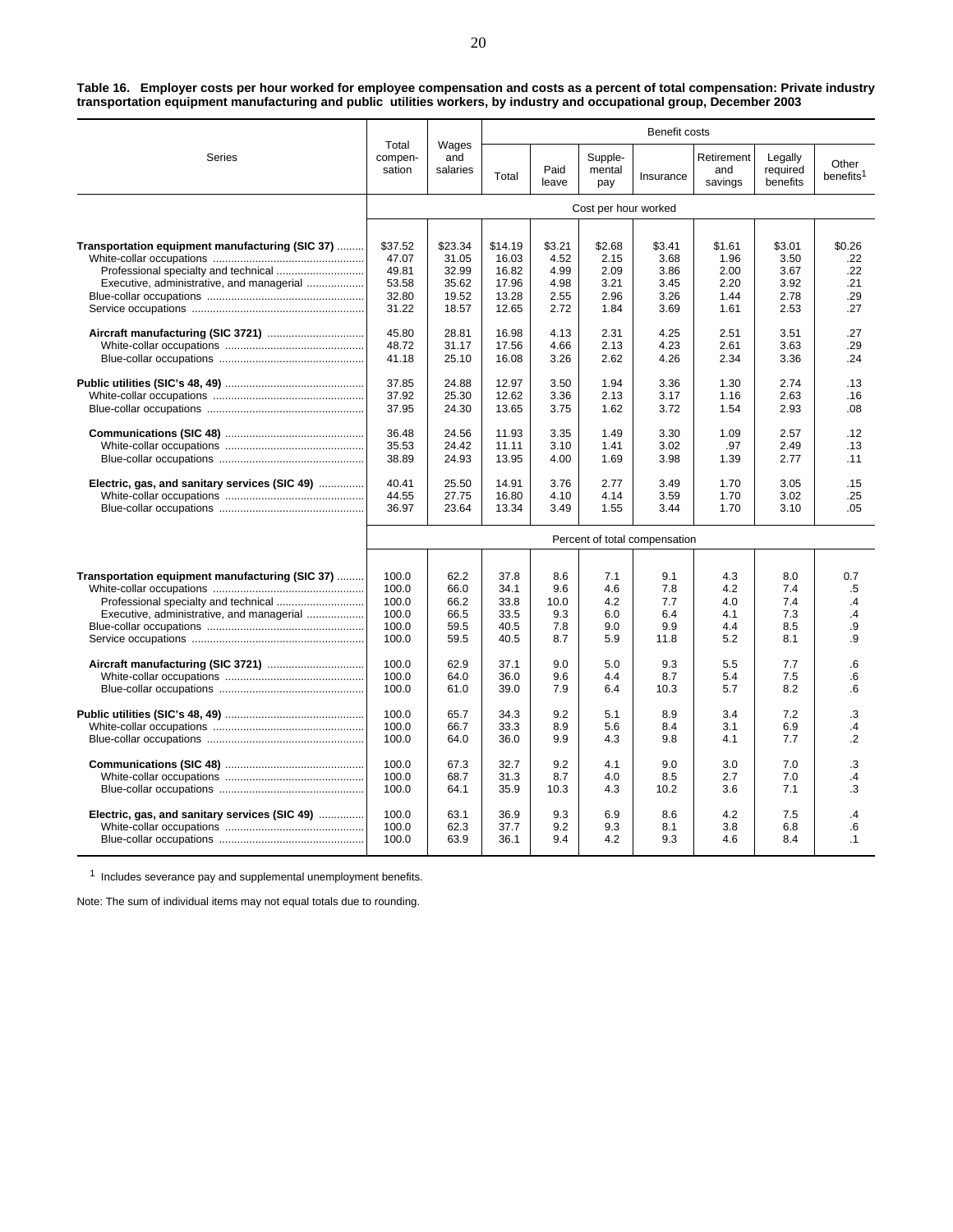**Table 16. Employer costs per hour worked for employee compensation and costs as a percent of total compensation: Private industry transportation equipment manufacturing and public utilities workers, by industry and occupational group, December 2003**

| Series | Total compen-sation | Wages and salaries | Benefit costs | | | | | | |
|---|---|---|---|---|---|---|---|---|---|
| | | | Total | Paid leave | Supple-mental pay | Insurance | Retirement and savings | Legally required benefits | Other benefits[1] |
| | Cost per hour worked | | | | | | | | |
| **Transportation equipment manufacturing (SIC 37)** | $37.52 | $23.34 | $14.19 | $3.21 | $2.68 | $3.41 | $1.61 | $3.01 | $0.26 |
| White-collar occupations | 47.07 | 31.05 | 16.03 | 4.52 | 2.15 | 3.68 | 1.96 | 3.50 | .22 |
| Professional specialty and technical | 49.81 | 32.99 | 16.82 | 4.99 | 2.09 | 3.86 | 2.00 | 3.67 | .22 |
| Executive, administrative, and managerial | 53.58 | 35.62 | 17.96 | 4.98 | 3.21 | 3.45 | 2.20 | 3.92 | .21 |
| Blue-collar occupations | 32.80 | 19.52 | 13.28 | 2.55 | 2.96 | 3.26 | 1.44 | 2.78 | .29 |
| Service occupations | 31.22 | 18.57 | 12.65 | 2.72 | 1.84 | 3.69 | 1.61 | 2.53 | .27 |
| **Aircraft manufacturing (SIC 3721)** | 45.80 | 28.81 | 16.98 | 4.13 | 2.31 | 4.25 | 2.51 | 3.51 | .27 |
| White-collar occupations | 48.72 | 31.17 | 17.56 | 4.66 | 2.13 | 4.23 | 2.61 | 3.63 | .29 |
| Blue-collar occupations | 41.18 | 25.10 | 16.08 | 3.26 | 2.62 | 4.26 | 2.34 | 3.36 | .24 |
| **Public utilities (SIC's 48, 49)** | 37.85 | 24.88 | 12.97 | 3.50 | 1.94 | 3.36 | 1.30 | 2.74 | .13 |
| White-collar occupations | 37.92 | 25.30 | 12.62 | 3.36 | 2.13 | 3.17 | 1.16 | 2.63 | .16 |
| Blue-collar occupations | 37.95 | 24.30 | 13.65 | 3.75 | 1.62 | 3.72 | 1.54 | 2.93 | .08 |
| **Communications (SIC 48)** | 36.48 | 24.56 | 11.93 | 3.35 | 1.49 | 3.30 | 1.09 | 2.57 | .12 |
| White-collar occupations | 35.53 | 24.42 | 11.11 | 3.10 | 1.41 | 3.02 | .97 | 2.49 | .13 |
| Blue-collar occupations | 38.89 | 24.93 | 13.95 | 4.00 | 1.69 | 3.98 | 1.39 | 2.77 | .11 |
| **Electric, gas, and sanitary services (SIC 49)** | 40.41 | 25.50 | 14.91 | 3.76 | 2.77 | 3.49 | 1.70 | 3.05 | .15 |
| White-collar occupations | 44.55 | 27.75 | 16.80 | 4.10 | 4.14 | 3.59 | 1.70 | 3.02 | .25 |
| Blue-collar occupations | 36.97 | 23.64 | 13.34 | 3.49 | 1.55 | 3.44 | 1.70 | 3.10 | .05 |
| | Percent of total compensation | | | | | | | | |
| **Transportation equipment manufacturing (SIC 37)** | 100.0 | 62.2 | 37.8 | 8.6 | 7.1 | 9.1 | 4.3 | 8.0 | 0.7 |
| White-collar occupations | 100.0 | 66.0 | 34.1 | 9.6 | 4.6 | 7.8 | 4.2 | 7.4 | .5 |
| Professional specialty and technical | 100.0 | 66.2 | 33.8 | 10.0 | 4.2 | 7.7 | 4.0 | 7.4 | .4 |
| Executive, administrative, and managerial | 100.0 | 66.5 | 33.5 | 9.3 | 6.0 | 6.4 | 4.1 | 7.3 | .4 |
| Blue-collar occupations | 100.0 | 59.5 | 40.5 | 7.8 | 9.0 | 9.9 | 4.4 | 8.5 | .9 |
| Service occupations | 100.0 | 59.5 | 40.5 | 8.7 | 5.9 | 11.8 | 5.2 | 8.1 | .9 |
| **Aircraft manufacturing (SIC 3721)** | 100.0 | 62.9 | 37.1 | 9.0 | 5.0 | 9.3 | 5.5 | 7.7 | .6 |
| White-collar occupations | 100.0 | 64.0 | 36.0 | 9.6 | 4.4 | 8.7 | 5.4 | 7.5 | .6 |
| Blue-collar occupations | 100.0 | 61.0 | 39.0 | 7.9 | 6.4 | 10.3 | 5.7 | 8.2 | .6 |
| **Public utilities (SIC's 48, 49)** | 100.0 | 65.7 | 34.3 | 9.2 | 5.1 | 8.9 | 3.4 | 7.2 | .3 |
| White-collar occupations | 100.0 | 66.7 | 33.3 | 8.9 | 5.6 | 8.4 | 3.1 | 6.9 | .4 |
| Blue-collar occupations | 100.0 | 64.0 | 36.0 | 9.9 | 4.3 | 9.8 | 4.1 | 7.7 | .2 |
| **Communications (SIC 48)** | 100.0 | 67.3 | 32.7 | 9.2 | 4.1 | 9.0 | 3.0 | 7.0 | .3 |
| White-collar occupations | 100.0 | 68.7 | 31.3 | 8.7 | 4.0 | 8.5 | 2.7 | 7.0 | .4 |
| Blue-collar occupations | 100.0 | 64.1 | 35.9 | 10.3 | 4.3 | 10.2 | 3.6 | 7.1 | .3 |
| **Electric, gas, and sanitary services (SIC 49)** | 100.0 | 63.1 | 36.9 | 9.3 | 6.9 | 8.6 | 4.2 | 7.5 | .4 |
| White-collar occupations | 100.0 | 62.3 | 37.7 | 9.2 | 9.3 | 8.1 | 3.8 | 6.8 | .6 |
| Blue-collar occupations | 100.0 | 63.9 | 36.1 | 9.4 | 4.2 | 9.3 | 4.6 | 8.4 | .1 |

[1] Includes severance pay and supplemental unemployment benefits.

Note: The sum of individual items may not equal totals due to rounding.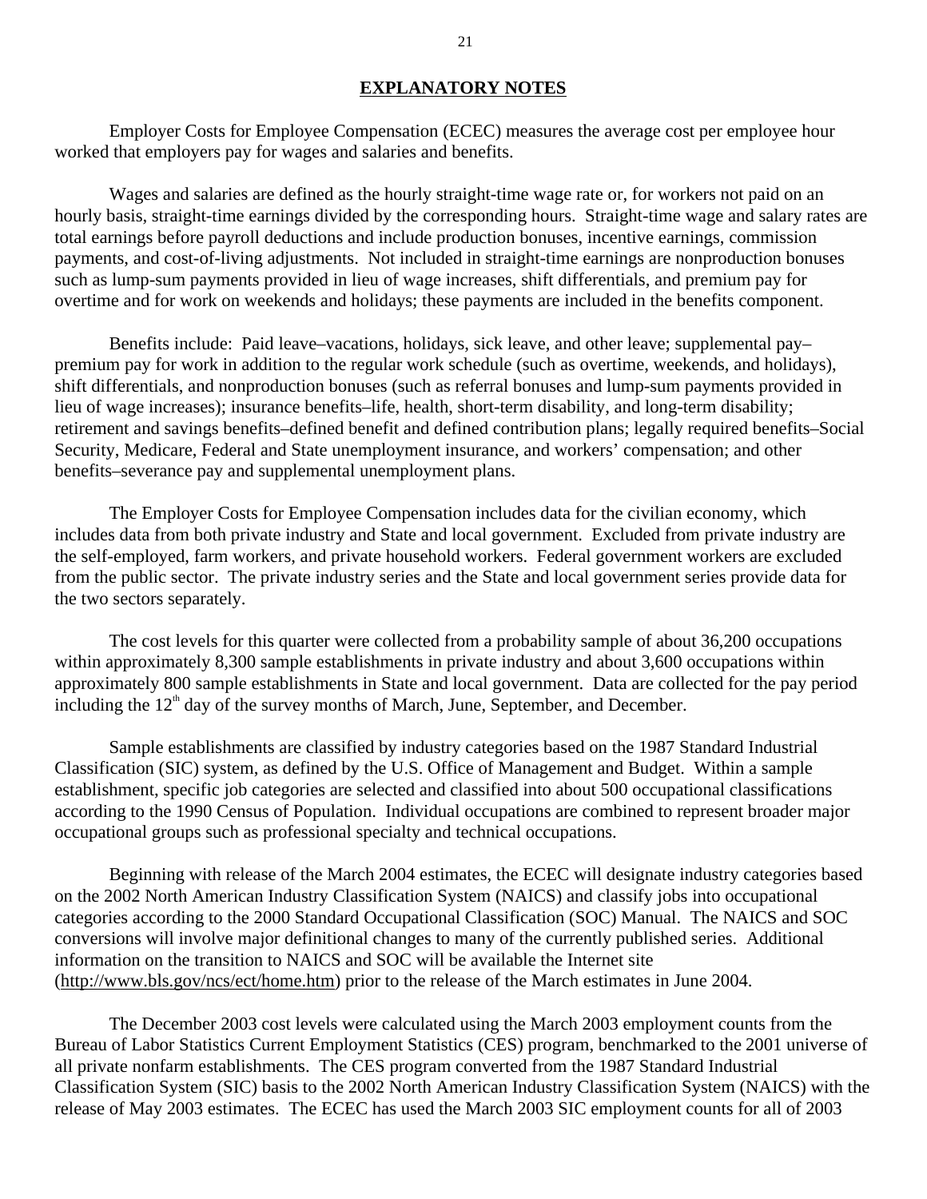## EXPLANATORY NOTES

Employer Costs for Employee Compensation (ECEC) measures the average cost per employee hour worked that employers pay for wages and salaries and benefits.

Wages and salaries are defined as the hourly straight-time wage rate or, for workers not paid on an hourly basis, straight-time earnings divided by the corresponding hours. Straight-time wage and salary rates are total earnings before payroll deductions and include production bonuses, incentive earnings, commission payments, and cost-of-living adjustments. Not included in straight-time earnings are nonproduction bonuses such as lump-sum payments provided in lieu of wage increases, shift differentials, and premium pay for overtime and for work on weekends and holidays; these payments are included in the benefits component.

Benefits include: Paid leave–vacations, holidays, sick leave, and other leave; supplemental pay–premium pay for work in addition to the regular work schedule (such as overtime, weekends, and holidays), shift differentials, and nonproduction bonuses (such as referral bonuses and lump-sum payments provided in lieu of wage increases); insurance benefits–life, health, short-term disability, and long-term disability; retirement and savings benefits–defined benefit and defined contribution plans; legally required benefits–Social Security, Medicare, Federal and State unemployment insurance, and workers' compensation; and other benefits–severance pay and supplemental unemployment plans.

The Employer Costs for Employee Compensation includes data for the civilian economy, which includes data from both private industry and State and local government. Excluded from private industry are the self-employed, farm workers, and private household workers. Federal government workers are excluded from the public sector. The private industry series and the State and local government series provide data for the two sectors separately.

The cost levels for this quarter were collected from a probability sample of about 36,200 occupations within approximately 8,300 sample establishments in private industry and about 3,600 occupations within approximately 800 sample establishments in State and local government. Data are collected for the pay period including the 12th day of the survey months of March, June, September, and December.

Sample establishments are classified by industry categories based on the 1987 Standard Industrial Classification (SIC) system, as defined by the U.S. Office of Management and Budget. Within a sample establishment, specific job categories are selected and classified into about 500 occupational classifications according to the 1990 Census of Population. Individual occupations are combined to represent broader major occupational groups such as professional specialty and technical occupations.

Beginning with release of the March 2004 estimates, the ECEC will designate industry categories based on the 2002 North American Industry Classification System (NAICS) and classify jobs into occupational categories according to the 2000 Standard Occupational Classification (SOC) Manual. The NAICS and SOC conversions will involve major definitional changes to many of the currently published series. Additional information on the transition to NAICS and SOC will be available the Internet site (http://www.bls.gov/ncs/ect/home.htm) prior to the release of the March estimates in June 2004.

The December 2003 cost levels were calculated using the March 2003 employment counts from the Bureau of Labor Statistics Current Employment Statistics (CES) program, benchmarked to the 2001 universe of all private nonfarm establishments. The CES program converted from the 1987 Standard Industrial Classification System (SIC) basis to the 2002 North American Industry Classification System (NAICS) with the release of May 2003 estimates. The ECEC has used the March 2003 SIC employment counts for all of 2003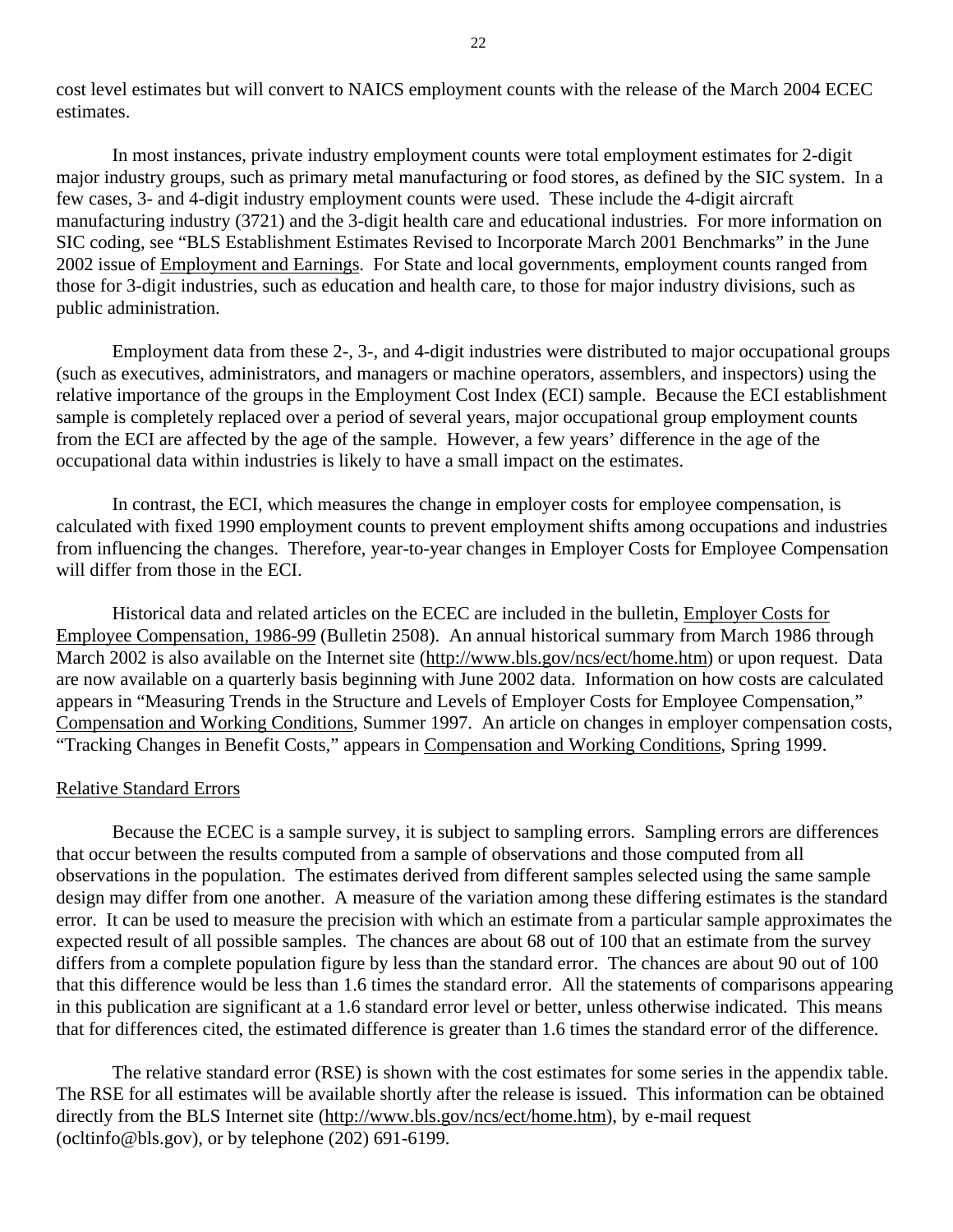cost level estimates but will convert to NAICS employment counts with the release of the March 2004 ECEC estimates.

In most instances, private industry employment counts were total employment estimates for 2-digit major industry groups, such as primary metal manufacturing or food stores, as defined by the SIC system. In a few cases, 3- and 4-digit industry employment counts were used. These include the 4-digit aircraft manufacturing industry (3721) and the 3-digit health care and educational industries. For more information on SIC coding, see "BLS Establishment Estimates Revised to Incorporate March 2001 Benchmarks" in the June 2002 issue of Employment and Earnings. For State and local governments, employment counts ranged from those for 3-digit industries, such as education and health care, to those for major industry divisions, such as public administration.

Employment data from these 2-, 3-, and 4-digit industries were distributed to major occupational groups (such as executives, administrators, and managers or machine operators, assemblers, and inspectors) using the relative importance of the groups in the Employment Cost Index (ECI) sample. Because the ECI establishment sample is completely replaced over a period of several years, major occupational group employment counts from the ECI are affected by the age of the sample. However, a few years' difference in the age of the occupational data within industries is likely to have a small impact on the estimates.

In contrast, the ECI, which measures the change in employer costs for employee compensation, is calculated with fixed 1990 employment counts to prevent employment shifts among occupations and industries from influencing the changes. Therefore, year-to-year changes in Employer Costs for Employee Compensation will differ from those in the ECI.

Historical data and related articles on the ECEC are included in the bulletin, Employer Costs for Employee Compensation, 1986-99 (Bulletin 2508). An annual historical summary from March 1986 through March 2002 is also available on the Internet site (http://www.bls.gov/ncs/ect/home.htm) or upon request. Data are now available on a quarterly basis beginning with June 2002 data. Information on how costs are calculated appears in "Measuring Trends in the Structure and Levels of Employer Costs for Employee Compensation," Compensation and Working Conditions, Summer 1997. An article on changes in employer compensation costs, "Tracking Changes in Benefit Costs," appears in Compensation and Working Conditions, Spring 1999.

## Relative Standard Errors

Because the ECEC is a sample survey, it is subject to sampling errors. Sampling errors are differences that occur between the results computed from a sample of observations and those computed from all observations in the population. The estimates derived from different samples selected using the same sample design may differ from one another. A measure of the variation among these differing estimates is the standard error. It can be used to measure the precision with which an estimate from a particular sample approximates the expected result of all possible samples. The chances are about 68 out of 100 that an estimate from the survey differs from a complete population figure by less than the standard error. The chances are about 90 out of 100 that this difference would be less than 1.6 times the standard error. All the statements of comparisons appearing in this publication are significant at a 1.6 standard error level or better, unless otherwise indicated. This means that for differences cited, the estimated difference is greater than 1.6 times the standard error of the difference.

The relative standard error (RSE) is shown with the cost estimates for some series in the appendix table. The RSE for all estimates will be available shortly after the release is issued. This information can be obtained directly from the BLS Internet site (http://www.bls.gov/ncs/ect/home.htm), by e-mail request (ocltinfo@bls.gov), or by telephone (202) 691-6199.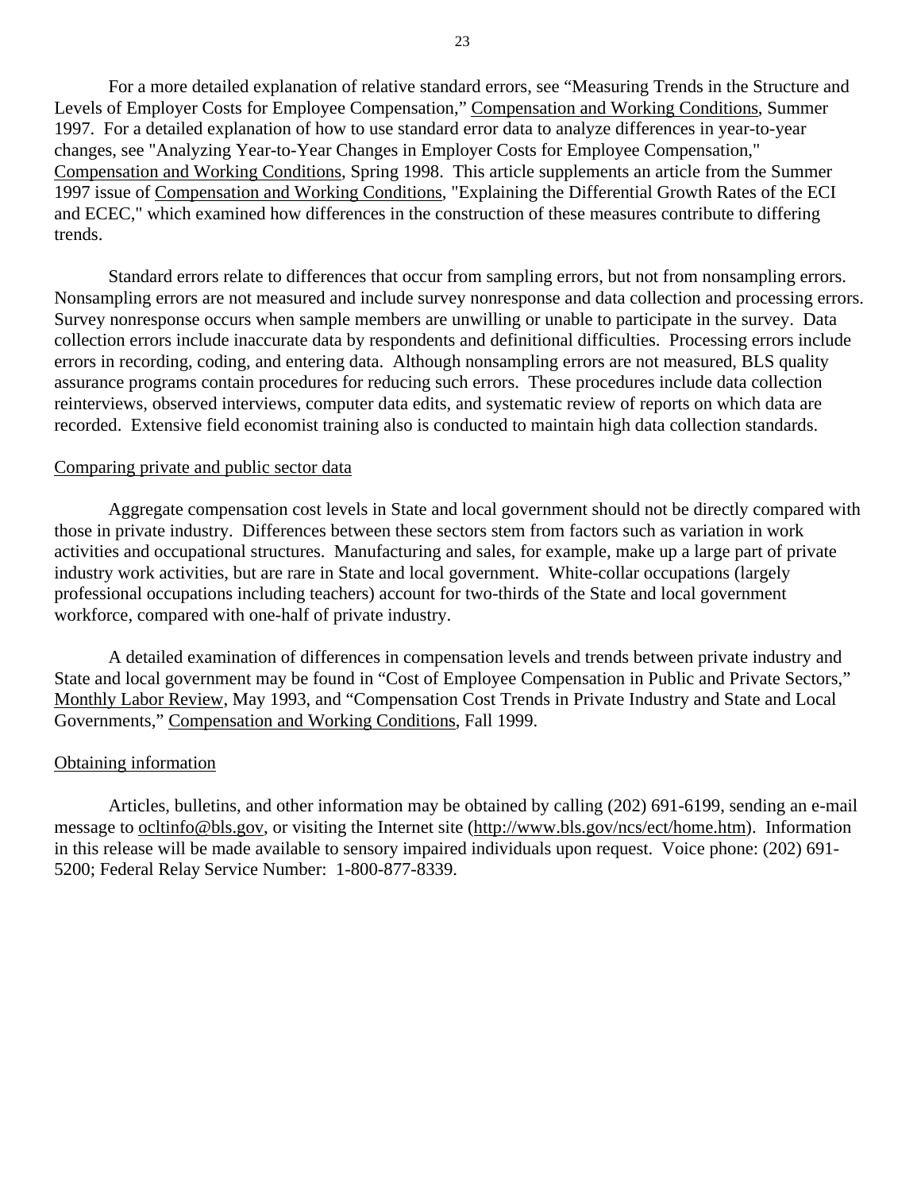For a more detailed explanation of relative standard errors, see "Measuring Trends in the Structure and Levels of Employer Costs for Employee Compensation," Compensation and Working Conditions, Summer 1997. For a detailed explanation of how to use standard error data to analyze differences in year-to-year changes, see "Analyzing Year-to-Year Changes in Employer Costs for Employee Compensation," Compensation and Working Conditions, Spring 1998. This article supplements an article from the Summer 1997 issue of Compensation and Working Conditions, "Explaining the Differential Growth Rates of the ECI and ECEC," which examined how differences in the construction of these measures contribute to differing trends.

Standard errors relate to differences that occur from sampling errors, but not from nonsampling errors. Nonsampling errors are not measured and include survey nonresponse and data collection and processing errors. Survey nonresponse occurs when sample members are unwilling or unable to participate in the survey. Data collection errors include inaccurate data by respondents and definitional difficulties. Processing errors include errors in recording, coding, and entering data. Although nonsampling errors are not measured, BLS quality assurance programs contain procedures for reducing such errors. These procedures include data collection reinterviews, observed interviews, computer data edits, and systematic review of reports on which data are recorded. Extensive field economist training also is conducted to maintain high data collection standards.

## Comparing private and public sector data

Aggregate compensation cost levels in State and local government should not be directly compared with those in private industry. Differences between these sectors stem from factors such as variation in work activities and occupational structures. Manufacturing and sales, for example, make up a large part of private industry work activities, but are rare in State and local government. White-collar occupations (largely professional occupations including teachers) account for two-thirds of the State and local government workforce, compared with one-half of private industry.

A detailed examination of differences in compensation levels and trends between private industry and State and local government may be found in "Cost of Employee Compensation in Public and Private Sectors," Monthly Labor Review, May 1993, and "Compensation Cost Trends in Private Industry and State and Local Governments," Compensation and Working Conditions, Fall 1999.

## Obtaining information

Articles, bulletins, and other information may be obtained by calling (202) 691-6199, sending an e-mail message to ocltinfo@bls.gov, or visiting the Internet site (http://www.bls.gov/ncs/ect/home.htm). Information in this release will be made available to sensory impaired individuals upon request. Voice phone: (202) 691-5200; Federal Relay Service Number: 1-800-877-8339.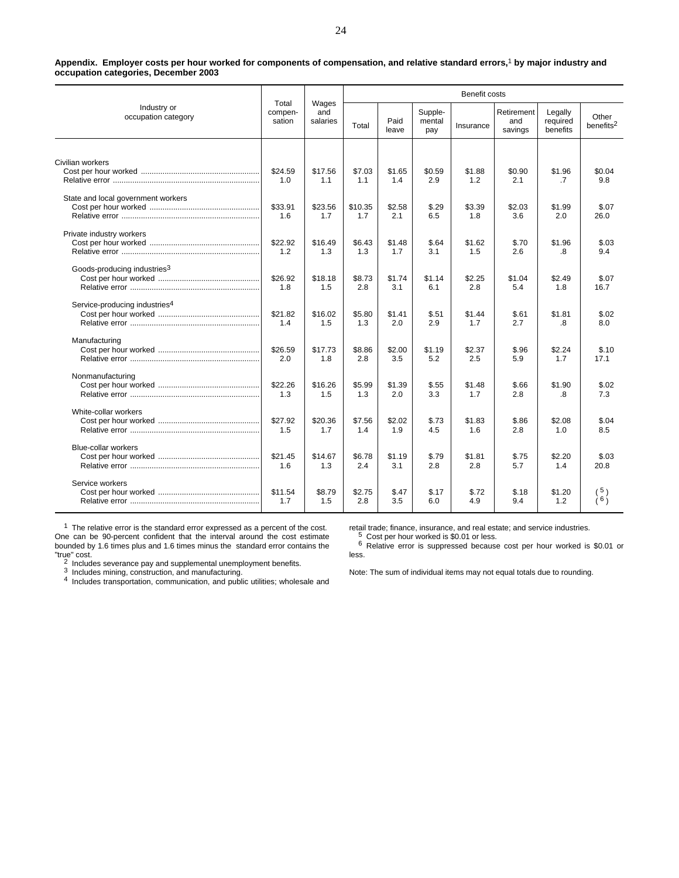**Appendix. Employer costs per hour worked for components of compensation, and relative standard errors,[1] by major industry and occupation categories, December 2003**

| Industry or occupation category | Total compen-sation | Wages and salaries | Benefit costs | | | | | | |
|---|---|---|---|---|---|---|---|---|---|
| | | | Total | Paid leave | Supple-mental pay | Insurance | Retirement and savings | Legally required benefits | Other benefits[2] |
| **Civilian workers** | | | | | | | | | |
| Cost per hour worked | $24.59 | $17.56 | $7.03 | $1.65 | $0.59 | $1.88 | $0.90 | $1.96 | $0.04 |
| Relative error | 1.0 | 1.1 | 1.1 | 1.4 | 2.9 | 1.2 | 2.1 | .7 | 9.8 |
| **State and local government workers** | | | | | | | | | |
| Cost per hour worked | $33.91 | $23.56 | $10.35 | $2.58 | $.29 | $3.39 | $2.03 | $1.99 | $.07 |
| Relative error | 1.6 | 1.7 | 1.7 | 2.1 | 6.5 | 1.8 | 3.6 | 2.0 | 26.0 |
| **Private industry workers** | | | | | | | | | |
| Cost per hour worked | $22.92 | $16.49 | $6.43 | $1.48 | $.64 | $1.62 | $.70 | $1.96 | $.03 |
| Relative error | 1.2 | 1.3 | 1.3 | 1.7 | 3.1 | 1.5 | 2.6 | .8 | 9.4 |
| Goods-producing industries[3] | | | | | | | | | |
| Cost per hour worked | $26.92 | $18.18 | $8.73 | $1.74 | $1.14 | $2.25 | $1.04 | $2.49 | $.07 |
| Relative error | 1.8 | 1.5 | 2.8 | 3.1 | 6.1 | 2.8 | 5.4 | 1.8 | 16.7 |
| Service-producing industries[4] | | | | | | | | | |
| Cost per hour worked | $21.82 | $16.02 | $5.80 | $1.41 | $.51 | $1.44 | $.61 | $1.81 | $.02 |
| Relative error | 1.4 | 1.5 | 1.3 | 2.0 | 2.9 | 1.7 | 2.7 | .8 | 8.0 |
| Manufacturing | | | | | | | | | |
| Cost per hour worked | $26.59 | $17.73 | $8.86 | $2.00 | $1.19 | $2.37 | $.96 | $2.24 | $.10 |
| Relative error | 2.0 | 1.8 | 2.8 | 3.5 | 5.2 | 2.5 | 5.9 | 1.7 | 17.1 |
| Nonmanufacturing | | | | | | | | | |
| Cost per hour worked | $22.26 | $16.26 | $5.99 | $1.39 | $.55 | $1.48 | $.66 | $1.90 | $.02 |
| Relative error | 1.3 | 1.5 | 1.3 | 2.0 | 3.3 | 1.7 | 2.8 | .8 | 7.3 |
| White-collar workers | | | | | | | | | |
| Cost per hour worked | $27.92 | $20.36 | $7.56 | $2.02 | $.73 | $1.83 | $.86 | $2.08 | $.04 |
| Relative error | 1.5 | 1.7 | 1.4 | 1.9 | 4.5 | 1.6 | 2.8 | 1.0 | 8.5 |
| Blue-collar workers | | | | | | | | | |
| Cost per hour worked | $21.45 | $14.67 | $6.78 | $1.19 | $.79 | $1.81 | $.75 | $2.20 | $.03 |
| Relative error | 1.6 | 1.3 | 2.4 | 3.1 | 2.8 | 2.8 | 5.7 | 1.4 | 20.8 |
| Service workers | | | | | | | | | |
| Cost per hour worked | $11.54 | $8.79 | $2.75 | $.47 | $.17 | $.72 | $.18 | $1.20 | (5) |
| Relative error | 1.7 | 1.5 | 2.8 | 3.5 | 6.0 | 4.9 | 9.4 | 1.2 | (6) |

[1] The relative error is the standard error expressed as a percent of the cost. One can be 90-percent confident that the interval around the cost estimate bounded by 1.6 times plus and 1.6 times minus the standard error contains the "true" cost.

[2] Includes severance pay and supplemental unemployment benefits.

[3] Includes mining, construction, and manufacturing.

[4] Includes transportation, communication, and public utilities; wholesale and retail trade; finance, insurance, and real estate; and service industries.

[5] Cost per hour worked is $0.01 or less.

[6] Relative error is suppressed because cost per hour worked is $0.01 or less.

Note: The sum of individual items may not equal totals due to rounding.